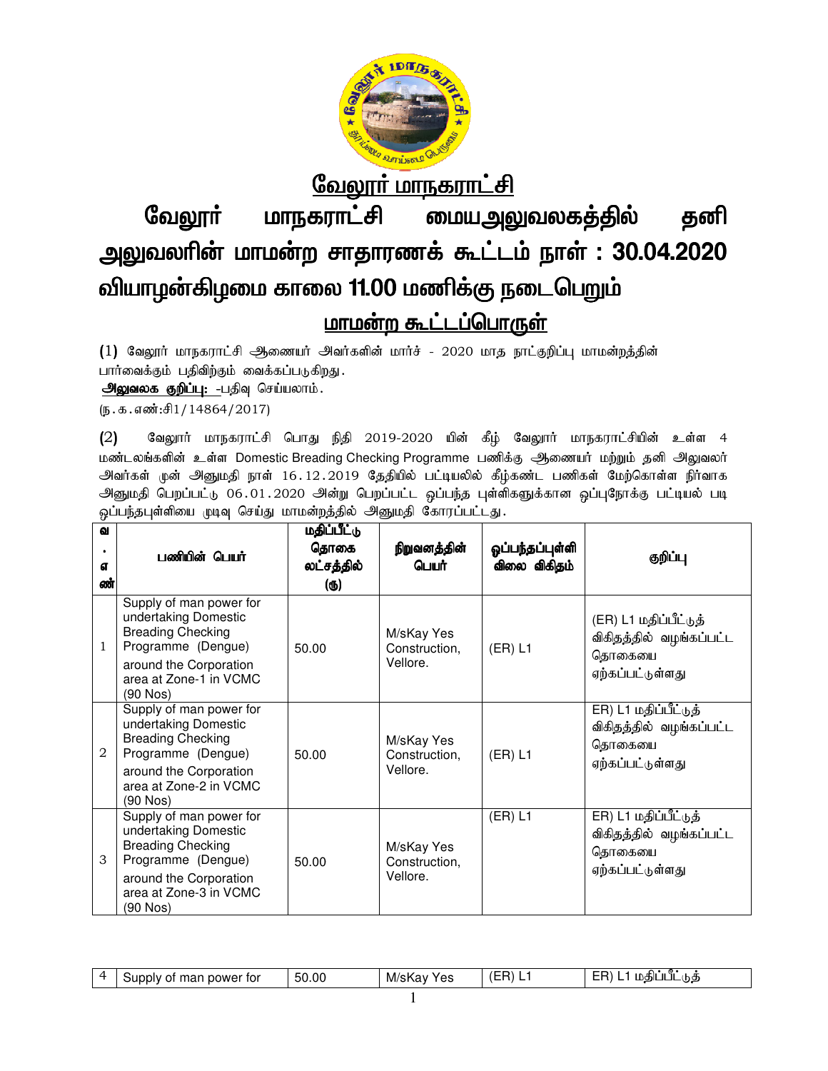# வேலூர் மாநகராட்சி

## வேலூர் மாநகராட்சி மையஅலுவலகத்தில் தனி அலுவலரின் மாமன்ற சாதாரணக் கூட்டம் நாள் : 30.04.2020 வியாழன்கிழமை காலை 11.00 மணிக்கு நடைபெறும்

## மாமன்ற கூட்டப்பொருள்

(1) வேலூர் மாநகராட்சி ஆணையர் அவர்களின் மார்ச் - 2020 மாத நாட்குறிப்பு மாமன்றத்தின் பார்வைக்கும் பதிவிற்கும் வைக்கப்படுகிறது.

**அலுவலக குறிப்பு:** -பதிவு செய்யலாம்.

(ந.க.எண்:சி1/14864/2017)

(2) வேலூர் மாநகராட்சி பொது நிதி 2019-2020 யின் கீழ் வேலூர் மாநகராட்சியின் உள்ள 4 மண்டலங்களின் உள்ள Domestic Breading Checking Programme பணிக்கு ஆணையர் மற்றும் தனி அலுவலர் அவர்கள் முன் அனுமதி நாள் 16.12.2019 தேதியில் பட்டியலில் கீழ்கண்ட பணிகள் மேற்கொள்ள நிர்வாக அனுமதி பெறப்பட்டு 06.01.2020 அன்று பெறப்பட்ட ஒப்பந்த புள்ளிகளுக்கான ஒப்புநோக்கு பட்டியல் படி ஒப்பந்தபுள்ளியை முடிவு செய்து மாமன்றத்தில் அனுமதி கோரப்பட்டது.

| வ. எண் | பணியின் பெயர் | மதிப்பீட்டு தொகை லட்சத்தில் (ரூ) | நிறுவனத்தின் பெயர் | ஒப்பந்தப்புள்ளி விலை விகிதம் | குறிப்பு |
|---|---|---|---|---|---|
| 1 | Supply of man power for undertaking Domestic Breading Checking Programme (Dengue) around the Corporation area at Zone-1 in VCMC (90 Nos) | 50.00 | M/sKay Yes Construction, Vellore. | (ER) L1 | (ER) L1 மதிப்பீட்டுத் விகிதத்தில் வழங்கப்பட்ட தொகையை ஏற்கப்பட்டுள்ளது |
| 2 | Supply of man power for undertaking Domestic Breading Checking Programme (Dengue) around the Corporation area at Zone-2 in VCMC (90 Nos) | 50.00 | M/sKay Yes Construction, Vellore. | (ER) L1 | ER) L1 மதிப்பீட்டுத் விகிதத்தில் வழங்கப்பட்ட தொகையை ஏற்கப்பட்டுள்ளது |
| 3 | Supply of man power for undertaking Domestic Breading Checking Programme (Dengue) around the Corporation area at Zone-3 in VCMC (90 Nos) | 50.00 | M/sKay Yes Construction, Vellore. | (ER) L1 | ER) L1 மதிப்பீட்டுத் விகிதத்தில் வழங்கப்பட்ட தொகையை ஏற்கப்பட்டுள்ளது |
| 4 | Supply of man power for | 50.00 | M/sKay Yes | (ER) L1 | ER) L1 மதிப்பீட்டுத் |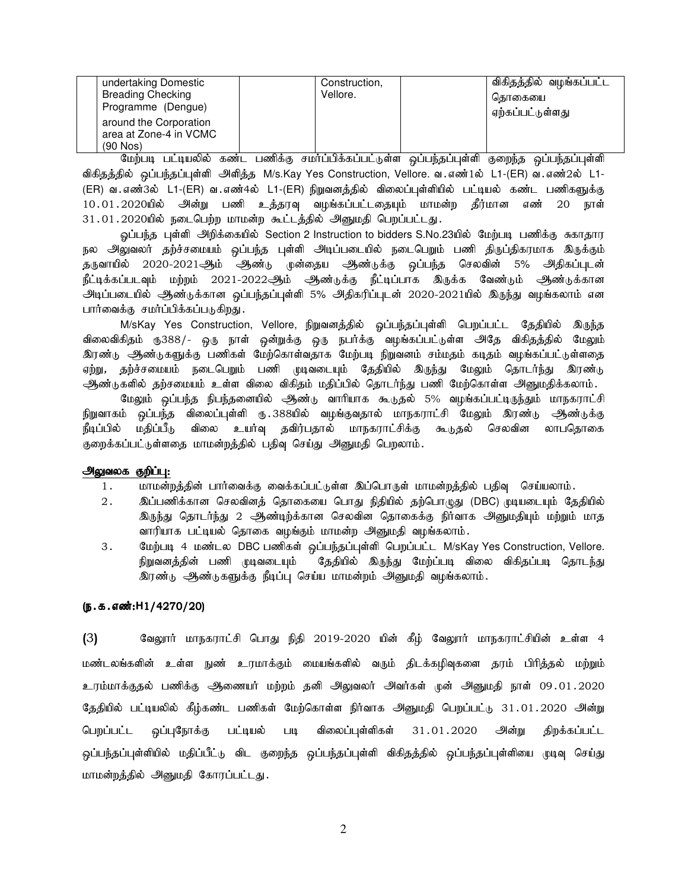| | undertaking Domestic Breading Checking Programme (Dengue) around the Corporation area at Zone-4 in VCMC (90 Nos) | | Construction, Vellore. | | விகிதத்தில் வழங்கப்பட்ட தொகையை ஏற்கப்பட்டுள்ளது |
|---|---|---|---|---|---|

மேற்படி பட்டியலில் கண்ட பணிக்கு சமர்ப்பிக்கப்பட்டுள்ள ஒப்பந்தப்புள்ளி குறைந்த ஒப்பந்தப்புள்ளி விகிதத்தில் ஒப்பந்தப்புள்ளி அளித்த M/s.Kay Yes Construction, Vellore. வ.எண்1ல் L1-(ER) வ.எண்2ல் L1-(ER) வ.எண்3ல் L1-(ER) வ.எண்4ல் L1-(ER) நிறுவனத்தில் விலைப்புள்ளியில் பட்டியல் கண்ட பணிகளுக்கு 10.01.2020யில் அன்று பணி உத்தரவு வழங்கப்பட்டதையும் மாமன்ற தீர்மான எண் 20 நாள் 31.01.2020யில் நடைபெற்ற மாமன்ற கூட்டத்தில் அனுமதி பெறப்பட்டது.

ஒப்பந்த புள்ளி அறிக்கையில் Section 2 Instruction to bidders S.No.23யில் மேற்படி பணிக்கு சுகாதார நல அலுவலர் தற்ச்சமையம் ஒப்பந்த புள்ளி அடிப்படையில் நடைபெறும் பணி திருப்திகரமாக இருக்கும் தருவாயில் 2020-2021ஆம் ஆண்டு முன்தைய ஆண்டுக்கு ஒப்பந்த செலவின் 5% அதிகப்புடன் நீட்டிக்கப்படவும் மற்றும் 2021-2022ஆம் ஆண்டுக்கு நீட்டிப்பாக இருக்க வேண்டும் ஆண்டுக்கான அடிப்படையில் ஆண்டுக்கான ஒப்பந்தப்புள்ளி 5% அதிகரிப்புடன் 2020-2021யில் இருந்து வழங்கலாம் என பார்வைக்கு சமர்ப்பிக்கப்படுகிறது.

M/sKay Yes Construction, Vellore, நிறுவனத்தில் ஒப்பந்தப்புள்ளி பெறப்பட்ட தேதியில் இருந்த விலைவிகிதம் ரூ388/- ஒரு நாள் ஒன்றுக்கு ஒரு நபர்க்கு வழங்கப்பட்டுள்ள அதே விகிதத்தில் மேலும் இரண்டு ஆண்டுகளுக்கு பணிகள் மேற்கொள்வதாக மேற்படி நிறுவனம் சம்மதம் கடிதம் வழங்கப்பட்டுள்ளதை ஏற்று, தற்ச்சமையம் நடைபெறும் பணி முடிவடையும் தேதியில் இருந்து மேலும் தொடர்ந்து இரண்டு ஆண்டுகளில் தற்சமையம் உள்ள விலை விகிதம் மதிப்பில் தொடர்ந்து பணி மேற்கொள்ள அனுமதிக்கலாம்.

மேலும் ஒப்பந்த நிபந்தனையில் ஆண்டு வாரியாக கூடுதல் 5% வழங்கப்பட்டிருந்தும் மாநகராட்சி நிறுவாகம் ஒப்பந்த விலைப்புள்ளி ரு.388யில் வழங்குவதால் மாநகராட்சி மேலும் இரண்டு ஆண்டுக்கு நீட்டிப்பில் மதிப்பீடு விலை உயர்வு தவிர்பதால் மாநகராட்சிக்கு கூடுதல் செலவின லாபதொகை குறைக்கப்பட்டுள்ளதை மாமன்றத்தில் பதிவு செய்து அனுமதி பெறலாம்.

**அலுவலக குறிப்பு:**

1. மாமன்றத்தின் பார்வைக்கு வைக்கப்பட்டுள்ள இப்பொருள் மாமன்றத்தில் பதிவு செய்யலாம்.
2. இப்பணிக்கான செலவினத் தொகையை பொது நிதியில் தற்பொழுது (DBC) முடியடையும் தேதியில் இருந்து தொடர்ந்து 2 ஆண்டிற்க்கான செலவின தொகைக்கு நிர்வாக அனுமதியும் மற்றும் மாத வாரியாக பட்டியல் தொகை வழங்கும் மாமன்ற அனுமதி வழங்கலாம்.
3. மேற்படி 4 மண்டல DBC பணிகள் ஒப்பந்தப்புள்ளி பெறப்பட்ட M/sKay Yes Construction, Vellore. நிறுவனத்தின் பணி முடிவடையும் தேதியில் இருந்து மேற்ப்படி விலை விகிதப்படி தொடந்து இரண்டு ஆண்டுகளுக்கு நீடிப்பு செய்ய மாமன்றம் அனுமதி வழங்கலாம்.

**(ந.க.எண்:H1/4270/20)**

(3) வேலூர் மாநகராட்சி பொது நிதி 2019-2020 யின் கீழ் வேலூர் மாநகராட்சியின் உள்ள 4 மண்டலங்களின் உள்ள நுண் உரமாக்கும் மையங்களில் வரும் திடக்கழிவுகளை தரம் பிரித்தல் மற்றும் உரம்மாக்குதல் பணிக்கு ஆணையர் மற்றும் தனி அலுவலர் அவர்கள் முன் அனுமதி நாள் 09.01.2020 தேதியில் பட்டியலில் கீழ்கண்ட பணிகள் மேற்கொள்ள நிர்வாக அனுமதி பெறப்பட்டு 31.01.2020 அன்று பெறப்பட்ட ஒப்புநோக்கு பட்டியல் படி விலைப்புள்ளிகள் 31.01.2020 அன்று திறக்கப்பட்ட ஒப்பந்தப்புள்ளியில் மதிப்பீட்டு விட குறைந்த ஒப்பந்தப்புள்ளி விகிதத்தில் ஒப்பந்தப்புள்ளியை முடிவு செய்து மாமன்றத்தில் அனுமதி கோரப்பட்டது.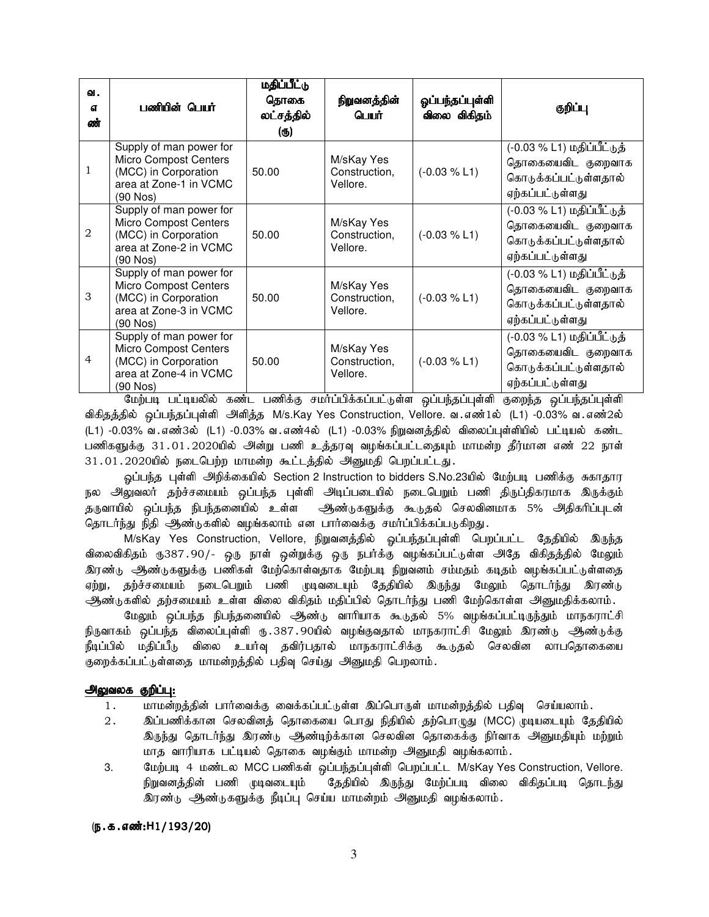| வ. எ ண் | பணியின் பெயர் | மதிப்பீட்டு தொகை லட்சத்தில் (ரூ) | நிறுவனத்தின் பெயர் | ஒப்பந்தப்புள்ளி விலை விகிதம் | குறிப்பு |
|---|---|---|---|---|---|
| 1 | Supply of man power for Micro Compost Centers (MCC) in Corporation area at Zone-1 in VCMC (90 Nos) | 50.00 | M/sKay Yes Construction, Vellore. | (-0.03 % L1) | (-0.03 % L1) மதிப்பீட்டுத் தொகையைவிட குறைவாக கொடுக்கப்பட்டுள்ளதால் ஏற்கப்பட்டுள்ளது |
| 2 | Supply of man power for Micro Compost Centers (MCC) in Corporation area at Zone-2 in VCMC (90 Nos) | 50.00 | M/sKay Yes Construction, Vellore. | (-0.03 % L1) | (-0.03 % L1) மதிப்பீட்டுத் தொகையைவிட குறைவாக கொடுக்கப்பட்டுள்ளதால் ஏற்கப்பட்டுள்ளது |
| 3 | Supply of man power for Micro Compost Centers (MCC) in Corporation area at Zone-3 in VCMC (90 Nos) | 50.00 | M/sKay Yes Construction, Vellore. | (-0.03 % L1) | (-0.03 % L1) மதிப்பீட்டுத் தொகையைவிட குறைவாக கொடுக்கப்பட்டுள்ளதால் ஏற்கப்பட்டுள்ளது |
| 4 | Supply of man power for Micro Compost Centers (MCC) in Corporation area at Zone-4 in VCMC (90 Nos) | 50.00 | M/sKay Yes Construction, Vellore. | (-0.03 % L1) | (-0.03 % L1) மதிப்பீட்டுத் தொகையைவிட குறைவாக கொடுக்கப்பட்டுள்ளதால் ஏற்கப்பட்டுள்ளது |

மேற்படி பட்டியலில் கண்ட பணிக்கு சமர்ப்பிக்கப்பட்டுள்ள ஒப்பந்தப்புள்ளி குறைந்த ஒப்பந்தப்புள்ளி விகிதத்தில் ஒப்பந்தப்புள்ளி அளித்த M/s.Kay Yes Construction, Vellore. வ.எண்1ல் (L1) -0.03% வ.எண்2ல் (L1) -0.03% வ.எண்3ல் (L1) -0.03% வ.எண்4ல் (L1) -0.03% நிறுவனத்தில் விலைப்புள்ளியில் பட்டியல் கண்ட பணிகளுக்கு 31.01.2020யில் அன்று பணி உத்தரவு வழங்கப்பட்டதையும் மாமன்ற தீர்மான எண் 22 நாள் 31.01.2020யில் நடைபெற்ற மாமன்ற கூட்டத்தில் அனுமதி பெறப்பட்டது.

ஒப்பந்த புள்ளி அறிக்கையில் Section 2 Instruction to bidders S.No.23யில் மேற்படி பணிக்கு சுகாதார நல அலுவலர் தற்ச்சமையம் ஒப்பந்த புள்ளி அடிப்படையில் நடைபெறும் பணி திருப்திகரமாக இருக்கும் தருவாயில் ஒப்பந்த நிபந்தனையில் உள்ள ஆண்டுகளுக்கு கூடுதல் செலவினமாக 5% அதிகரிப்புடன் தொடர்ந்து நிதி ஆண்டுகளில் வழங்கலாம் என பார்வைக்கு சமர்ப்பிக்கப்படுகிறது.

M/sKay Yes Construction, Vellore, நிறுவனத்தில் ஒப்பந்தப்புள்ளி பெறப்பட்ட தேதியில் இருந்த விலைவிகிதம் ரூ387.90/- ஒரு நாள் ஒன்றுக்கு ஒரு நபர்க்கு வழங்கப்பட்டுள்ள அதே விகிதத்தில் மேலும் இரண்டு ஆண்டுகளுக்கு பணிகள் மேற்கொள்வதாக மேற்படி நிறுவனம் சம்மதம் கடிதம் வழங்கப்பட்டுள்ளதை ஏற்று, தற்ச்சமையம் நடைபெறும் பணி முடிவடையும் தேதியில் இருந்து மேலும் தொடர்ந்து இரண்டு ஆண்டுகளில் தற்சமையம் உள்ள விலை விகிதம் மதிப்பில் தொடர்ந்து பணி மேற்கொள்ள அனுமதிக்கலாம்.

மேலும் ஒப்பந்த நிபந்தனையில் ஆண்டு வாரியாக கூடுதல் 5% வழங்கப்பட்டிருந்தும் மாநகராட்சி நிருவாகம் ஒப்பந்த விலைப்புள்ளி ரூ.387.90யில் வழங்குவதால் மாநகராட்சி மேலும் இரண்டு ஆண்டுக்கு நீடிப்பில் மதிப்பீடு விலை உயர்வு தவிர்பதால் மாநகராட்சிக்கு கூடுதல் செலவின லாபதொகையை குறைக்கப்பட்டுள்ளதை மாமன்றத்தில் பதிவு செய்து அனுமதி பெறலாம்.

**அலுவலக குறிப்பு:**

1. மாமன்றத்தின் பார்வைக்கு வைக்கப்பட்டுள்ள இப்பொருள் மாமன்றத்தில் பதிவு செய்யலாம்.
2. இப்பணிக்கான செலவினத் தொகையை பொது நிதியில் தற்பொழுது (MCC) முடியடையும் தேதியில் இருந்து தொடர்ந்து இரண்டு ஆண்டிற்க்கான செலவின தொகைக்கு நிர்வாக அனுமதியும் மற்றும் மாத வாரியாக பட்டியல் தொகை வழங்கும் மாமன்ற அனுமதி வழங்கலாம்.
3. மேற்படி 4 மண்டல MCC பணிகள் ஒப்பந்தப்புள்ளி பெறப்பட்ட M/sKay Yes Construction, Vellore. நிறுவனத்தின் பணி முடிவடையும் தேதியில் இருந்து மேற்ப்படி விலை விகிதப்படி தொடந்து இரண்டு ஆண்டுகளுக்கு நீடிப்பு செய்ய மாமன்றம் அனுமதி வழங்கலாம்.

**(ந.க.எண்:H1/193/20)**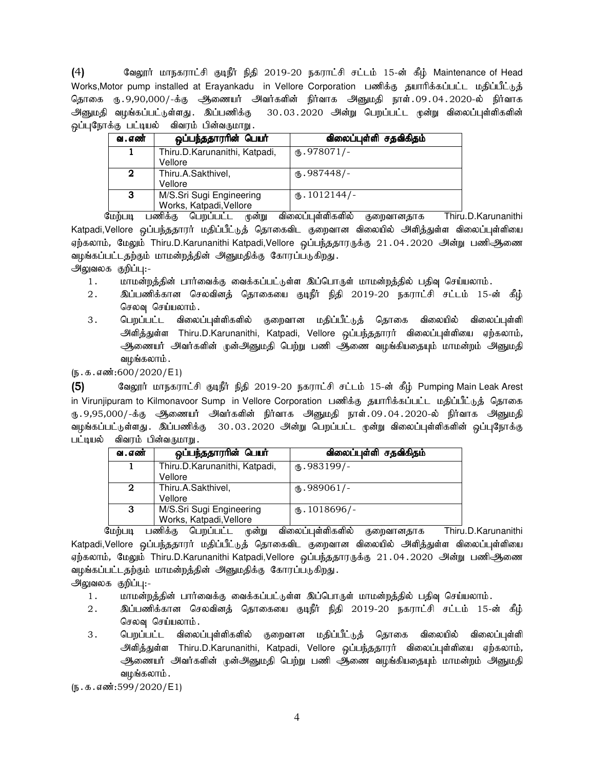**(4)** வேலூர் மாநகராட்சி குடிநீர் நிதி 2019-20 நகராட்சி சட்டம் 15-ன் கீழ் Maintenance of Head Works,Motor pump installed at Erayankadu in Vellore Corporation பணிக்கு தயாரிக்கப்பட்ட மதிப்பீட்டுத் தொகை ரு.9,90,000/-க்கு ஆணையர் அவர்களின் நிர்வாக அனுமதி நாள்.09.04.2020-ல் நிர்வாக அனுமதி வழங்கப்பட்டுள்ளது. இப்பணிக்கு 30.03.2020 அன்று பெறப்பட்ட மூன்று விலைப்புள்ளிகளின் ஒப்புநோக்கு பட்டியல் விவரம் பின்வருமாறு.

| வ.எண் | ஒப்பந்ததாரரின் பெயர் | விலைப்புள்ளி சதவிகிதம் |
|---|---|---|
| 1 | Thiru.D.Karunanithi, Katpadi, Vellore | ரு.978071/- |
| 2 | Thiru.A.Sakthivel, Vellore | ரு.987448/- |
| 3 | M/S.Sri Sugi Engineering Works, Katpadi,Vellore | ரு.1012144/- |

மேற்படி பணிக்கு பெறப்பட்ட மூன்று விலைப்புள்ளிகளில் குறைவானதாக Thiru.D.Karunanithi Katpadi,Vellore ஒப்பந்ததாரர் மதிப்பீட்டுத் தொகைவிட குறைவான விலையில் அளித்துள்ள விலைப்புள்ளியை ஏற்கலாம், மேலும் Thiru.D.Karunanithi Katpadi,Vellore ஒப்பந்ததாரருக்கு 21.04.2020 அன்று பணிஆணை வழங்கப்பட்டதற்கும் மாமன்றத்தின் அனுமதிக்கு கோரப்படுகிறது.

அலுவலக குறிப்பு:-

1. மாமன்றத்தின் பார்வைக்கு வைக்கப்பட்டுள்ள இப்பொருள் மாமன்றத்தில் பதிவு செய்யலாம்.
2. இப்பணிக்கான செலவினத் தொகையை குடிநீர் நிதி 2019-20 நகராட்சி சட்டம் 15-ன் கீழ் செலவு செய்யலாம்.
3. பெறப்பட்ட விலைப்புள்ளிகளில் குறைவான மதிப்பீட்டுத் தொகை விலையில் விலைப்புள்ளி அளித்துள்ள Thiru.D.Karunanithi, Katpadi, Vellore ஒப்பந்ததாரர் விலைப்புள்ளியை ஏற்கலாம், ஆணையர் அவர்களின் முன்அனுமதி பெற்று பணி ஆணை வழங்கியதையும் மாமன்றம் அனுமதி வழங்கலாம்.

(ந.க.எண்:600/2020/E1)

**(5)** வேலூர் மாநகராட்சி குடிநீர் நிதி 2019-20 நகராட்சி சட்டம் 15-ன் கீழ் Pumping Main Leak Arest in Virunjipuram to Kilmonavoor Sump in Vellore Corporation பணிக்கு தயாரிக்கப்பட்ட மதிப்பீட்டுத் தொகை ரு.9,95,000/-க்கு ஆணையர் அவர்களின் நிர்வாக அனுமதி நாள்.09.04.2020-ல் நிர்வாக அனுமதி வழங்கப்பட்டுள்ளது. இப்பணிக்கு 30.03.2020 அன்று பெறப்பட்ட மூன்று விலைப்புள்ளிகளின் ஒப்புநோக்கு பட்டியல் விவரம் பின்வருமாறு.

| வ.எண் | ஒப்பந்ததாரரின் பெயர் | விலைப்புள்ளி சதவிகிதம் |
|---|---|---|
| 1 | Thiru.D.Karunanithi, Katpadi, Vellore | ரு.983199/- |
| 2 | Thiru.A.Sakthivel, Vellore | ரு.989061/- |
| 3 | M/S.Sri Sugi Engineering Works, Katpadi,Vellore | ரு.1018696/- |

மேற்படி பணிக்கு பெறப்பட்ட மூன்று விலைப்புள்ளிகளில் குறைவானதாக Thiru.D.Karunanithi Katpadi,Vellore ஒப்பந்ததாரர் மதிப்பீட்டுத் தொகைவிட குறைவான விலையில் அளித்துள்ள விலைப்புள்ளியை ஏற்கலாம், மேலும் Thiru.D.Karunanithi Katpadi,Vellore ஒப்பந்ததாரருக்கு 21.04.2020 அன்று பணிஆணை வழங்கப்பட்டதற்கும் மாமன்றத்தின் அனுமதிக்கு கோரப்படுகிறது.

அலுவலக குறிப்பு:-

1. மாமன்றத்தின் பார்வைக்கு வைக்கப்பட்டுள்ள இப்பொருள் மாமன்றத்தில் பதிவு செய்யலாம்.
2. இப்பணிக்கான செலவினத் தொகையை குடிநீர் நிதி 2019-20 நகராட்சி சட்டம் 15-ன் கீழ் செலவு செய்யலாம்.
3. பெறப்பட்ட விலைப்புள்ளிகளில் குறைவான மதிப்பீட்டுத் தொகை விலையில் விலைப்புள்ளி அளித்துள்ள Thiru.D.Karunanithi, Katpadi, Vellore ஒப்பந்ததாரர் விலைப்புள்ளியை ஏற்கலாம், ஆணையர் அவர்களின் முன்அனுமதி பெற்று பணி ஆணை வழங்கியதையும் மாமன்றம் அனுமதி வழங்கலாம்.

(ந.க.எண்:599/2020/E1)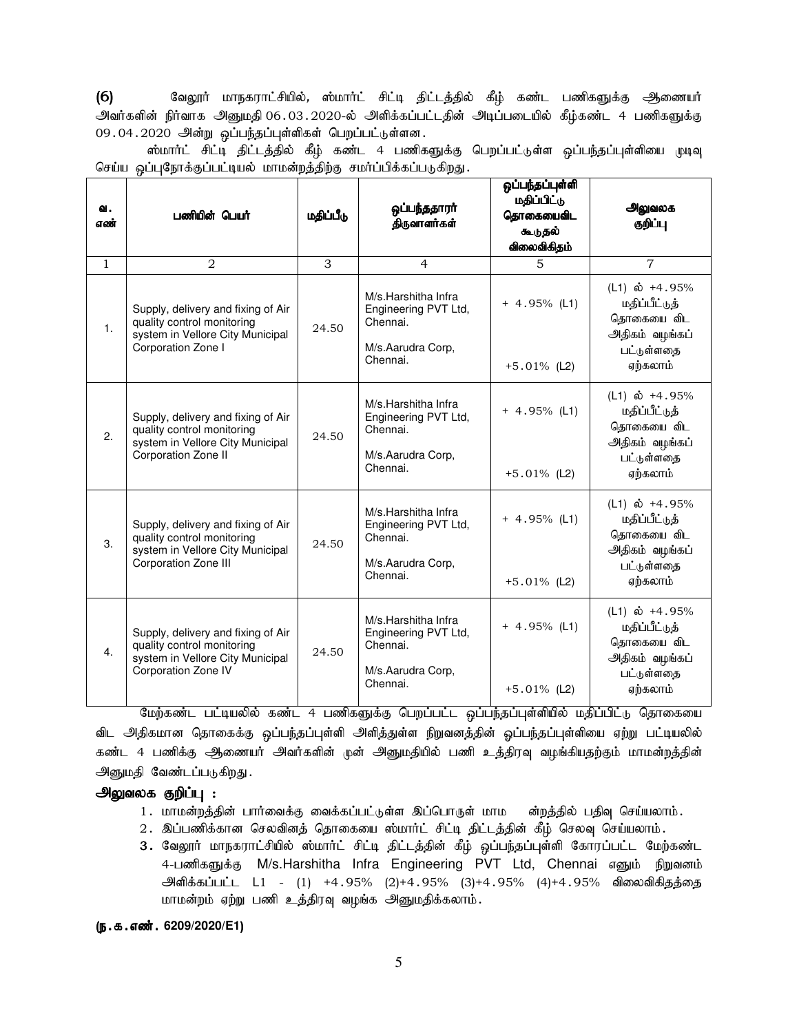**(6)** வேலூர் மாநகராட்சியில், ஸ்மார்ட் சிட்டி திட்டத்தில் கீழ் கண்ட பணிகளுக்கு ஆணையர் அவர்களின் நிர்வாக அனுமதி 06.03.2020-ல் அளிக்கப்பட்டதின் அடிப்படையில் கீழ்கண்ட 4 பணிகளுக்கு 09.04.2020 அன்று ஒப்பந்தப்புள்ளிகள் பெறப்பட்டுள்ளன.

ஸ்மார்ட் சிட்டி திட்டத்தில் கீழ் கண்ட 4 பணிகளுக்கு பெறப்பட்டுள்ள ஒப்பந்தப்புள்ளியை முடிவு செய்ய ஒப்புநோக்குப்பட்டியல் மாமன்றத்திற்கு சமர்ப்பிக்கப்படுகிறது.

| வ. எண் | பணியின் பெயர் | மதிப்பீடு | ஒப்பந்ததாரர் திருவாளர்கள் | ஒப்பந்தப்புள்ளி மதிப்பிட்டு தொகையைவிட கூடுதல் விலைவிகிதம் | அலுவலக குறிப்பு |
|---|---|---|---|---|---|
| 1 | 2 | 3 | 4 | 5 | 7 |
| 1. | Supply, delivery and fixing of Air quality control monitoring system in Vellore City Municipal Corporation Zone I | 24.50 | M/s.Harshitha Infra Engineering PVT Ltd, Chennai.<br>M/s.Aarudra Corp, Chennai. | + 4.95% (L1)<br>+5.01% (L2) | (L1) ல் +4.95% மதிப்பீட்டுத் தொகையை விட அதிகம் வழங்கப் பட்டுள்ளதை ஏற்கலாம் |
| 2. | Supply, delivery and fixing of Air quality control monitoring system in Vellore City Municipal Corporation Zone II | 24.50 | M/s.Harshitha Infra Engineering PVT Ltd, Chennai.<br>M/s.Aarudra Corp, Chennai. | + 4.95% (L1)<br>+5.01% (L2) | (L1) ல் +4.95% மதிப்பீட்டுத் தொகையை விட அதிகம் வழங்கப் பட்டுள்ளதை ஏற்கலாம் |
| 3. | Supply, delivery and fixing of Air quality control monitoring system in Vellore City Municipal Corporation Zone III | 24.50 | M/s.Harshitha Infra Engineering PVT Ltd, Chennai.<br>M/s.Aarudra Corp, Chennai. | + 4.95% (L1)<br>+5.01% (L2) | (L1) ல் +4.95% மதிப்பீட்டுத் தொகையை விட அதிகம் வழங்கப் பட்டுள்ளதை ஏற்கலாம் |
| 4. | Supply, delivery and fixing of Air quality control monitoring system in Vellore City Municipal Corporation Zone IV | 24.50 | M/s.Harshitha Infra Engineering PVT Ltd, Chennai.<br>M/s.Aarudra Corp, Chennai. | + 4.95% (L1)<br>+5.01% (L2) | (L1) ல் +4.95% மதிப்பீட்டுத் தொகையை விட அதிகம் வழங்கப் பட்டுள்ளதை ஏற்கலாம் |

மேற்கண்ட பட்டியலில் கண்ட 4 பணிகளுக்கு பெறப்பட்ட ஒப்பந்தப்புள்ளியில் மதிப்பிட்டு தொகையை விட அதிகமான தொகைக்கு ஒப்பந்தப்புள்ளி அளித்துள்ள நிறுவனத்தின் ஒப்பந்தப்புள்ளியை ஏற்று பட்டியலில் கண்ட 4 பணிக்கு ஆணையர் அவர்களின் முன் அனுமதியில் பணி உத்திரவு வழங்கியதற்கும் மாமன்றத்தின் அனுமதி வேண்டப்படுகிறது.

**அலுவலக குறிப்பு :**

1. மாமன்றத்தின் பார்வைக்கு வைக்கப்பட்டுள்ள இப்பொருள் மாம ன்றத்தில் பதிவு செய்யலாம்.
2. இப்பணிக்கான செலவினத் தொகையை ஸ்மார்ட் சிட்டி திட்டத்தின் கீழ் செலவு செய்யலாம்.
3. வேலூர் மாநகராட்சியில் ஸ்மார்ட் சிட்டி திட்டத்தின் கீழ் ஒப்பந்தப்புள்ளி கோரப்பட்ட மேற்கண்ட 4-பணிகளுக்கு M/s.Harshitha Infra Engineering PVT Ltd, Chennai எனும் நிறுவனம் அளிக்கப்பட்ட L1 - (1) +4.95% (2)+4.95% (3)+4.95% (4)+4.95% விலைவிகிதத்தை மாமன்றம் ஏற்று பணி உத்திரவு வழங்க அனுமதிக்கலாம்.

**(ந.க.எண். 6209/2020/E1)**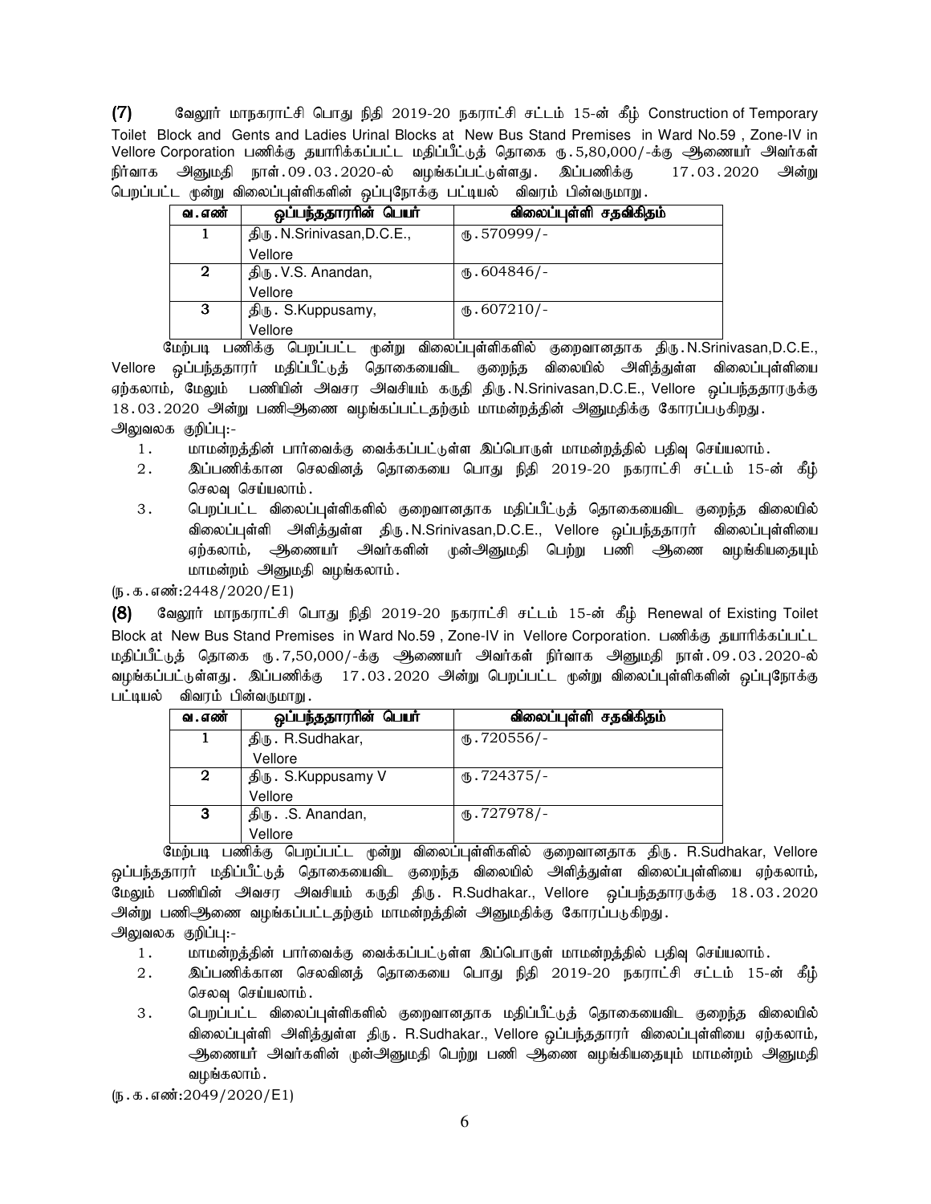**(7)** வேலூர் மாநகராட்சி பொது நிதி 2019-20 நகராட்சி சட்டம் 15-ன் கீழ் Construction of Temporary Toilet Block and Gents and Ladies Urinal Blocks at New Bus Stand Premises in Ward No.59 , Zone-IV in Vellore Corporation பணிக்கு தயாரிக்கப்பட்ட மதிப்பீட்டுத் தொகை ரூ.5,80,000/-க்கு ஆணையர் அவர்கள் நிர்வாக அனுமதி நாள்.09.03.2020-ல் வழங்கப்பட்டுள்ளது. இப்பணிக்கு 17.03.2020 அன்று பெறப்பட்ட மூன்று விலைப்புள்ளிகளின் ஒப்புநோக்கு பட்டியல் விவரம் பின்வருமாறு.

| வ.எண் | ஒப்பந்ததாரரின் பெயர் | விலைப்புள்ளி சதவிகிதம் |
|---|---|---|
| 1 | திரு.N.Srinivasan,D.C.E., Vellore | ரு.570999/- |
| 2 | திரு.V.S. Anandan, Vellore | ரு.604846/- |
| 3 | திரு. S.Kuppusamy, Vellore | ரு.607210/- |

மேற்படி பணிக்கு பெறப்பட்ட மூன்று விலைப்புள்ளிகளில் குறைவானதாக திரு.N.Srinivasan,D.C.E., Vellore ஒப்பந்ததாரர் மதிப்பீட்டுத் தொகையைவிட குறைந்த விலையில் அளித்துள்ள விலைப்புள்ளியை ஏற்கலாம், மேலும் பணியின் அவசர அவசியம் கருதி திரு.N.Srinivasan,D.C.E., Vellore ஒப்பந்ததாரருக்கு 18.03.2020 அன்று பணிஆணை வழங்கப்பட்டதற்கும் மாமன்றத்தின் அனுமதிக்கு கோரப்படுகிறது.

அலுவலக குறிப்பு:-

1. மாமன்றத்தின் பார்வைக்கு வைக்கப்பட்டுள்ள இப்பொருள் மாமன்றத்தில் பதிவு செய்யலாம்.
2. இப்பணிக்கான செலவினத் தொகையை பொது நிதி 2019-20 நகராட்சி சட்டம் 15-ன் கீழ் செலவு செய்யலாம்.
3. பெறப்பட்ட விலைப்புள்ளிகளில் குறைவானதாக மதிப்பீட்டுத் தொகையைவிட குறைந்த விலையில் விலைப்புள்ளி அளித்துள்ள திரு.N.Srinivasan,D.C.E., Vellore ஒப்பந்ததாரர் விலைப்புள்ளியை ஏற்கலாம், ஆணையர் அவர்களின் முன்அனுமதி பெற்று பணி ஆணை வழங்கியதையும் மாமன்றம் அனுமதி வழங்கலாம்.

(ந.க.எண்:2448/2020/E1)

**(8)** வேலூர் மாநகராட்சி பொது நிதி 2019-20 நகராட்சி சட்டம் 15-ன் கீழ் Renewal of Existing Toilet Block at New Bus Stand Premises in Ward No.59 , Zone-IV in Vellore Corporation. பணிக்கு தயாரிக்கப்பட்ட மதிப்பீட்டுத் தொகை ரூ.7,50,000/-க்கு ஆணையர் அவர்கள் நிர்வாக அனுமதி நாள்.09.03.2020-ல் வழங்கப்பட்டுள்ளது. இப்பணிக்கு 17.03.2020 அன்று பெறப்பட்ட மூன்று விலைப்புள்ளிகளின் ஒப்புநோக்கு பட்டியல் விவரம் பின்வருமாறு.

| வ.எண் | ஒப்பந்ததாரரின் பெயர் | விலைப்புள்ளி சதவிகிதம் |
|---|---|---|
| 1 | திரு. R.Sudhakar, Vellore | ரு.720556/- |
| 2 | திரு. S.Kuppusamy V Vellore | ரு.724375/- |
| 3 | திரு. .S. Anandan, Vellore | ரு.727978/- |

மேற்படி பணிக்கு பெறப்பட்ட மூன்று விலைப்புள்ளிகளில் குறைவானதாக திரு. R.Sudhakar, Vellore ஒப்பந்ததாரர் மதிப்பீட்டுத் தொகையைவிட குறைந்த விலையில் அளித்துள்ள விலைப்புள்ளியை ஏற்கலாம், மேலும் பணியின் அவசர அவசியம் கருதி திரு. R.Sudhakar., Vellore ஒப்பந்ததாரருக்கு 18.03.2020 அன்று பணிஆணை வழங்கப்பட்டதற்கும் மாமன்றத்தின் அனுமதிக்கு கோரப்படுகிறது.

அலுவலக குறிப்பு:-

1. மாமன்றத்தின் பார்வைக்கு வைக்கப்பட்டுள்ள இப்பொருள் மாமன்றத்தில் பதிவு செய்யலாம்.
2. இப்பணிக்கான செலவினத் தொகையை பொது நிதி 2019-20 நகராட்சி சட்டம் 15-ன் கீழ் செலவு செய்யலாம்.
3. பெறப்பட்ட விலைப்புள்ளிகளில் குறைவானதாக மதிப்பீட்டுத் தொகையைவிட குறைந்த விலையில் விலைப்புள்ளி அளித்துள்ள திரு. R.Sudhakar., Vellore ஒப்பந்ததாரர் விலைப்புள்ளியை ஏற்கலாம், ஆணையர் அவர்களின் முன்அனுமதி பெற்று பணி ஆணை வழங்கியதையும் மாமன்றம் அனுமதி வழங்கலாம்.

(ந.க.எண்:2049/2020/E1)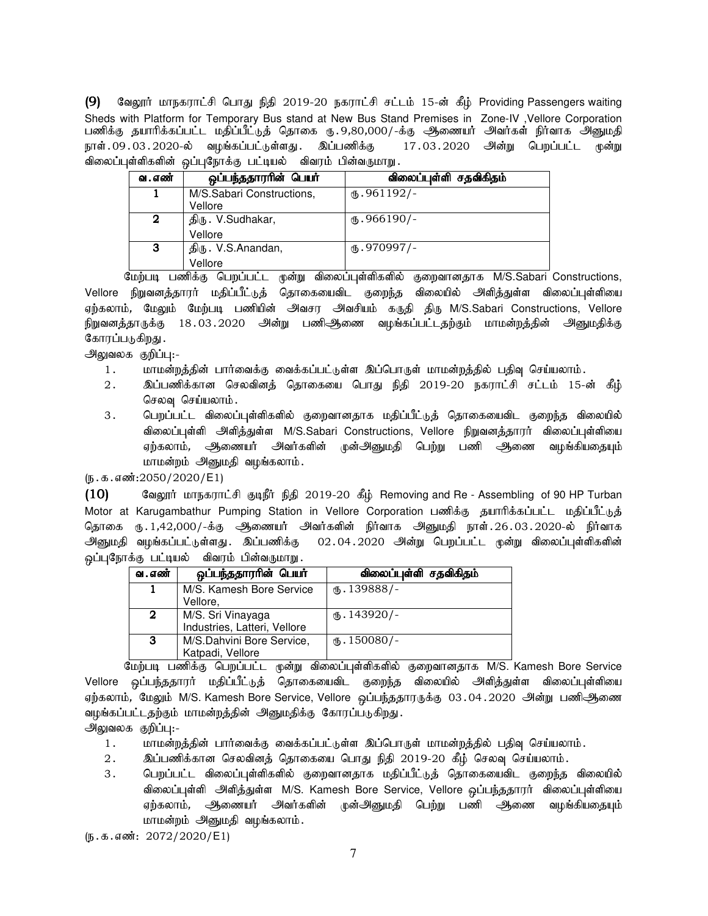**(9)** வேலூர் மாநகராட்சி பொது நிதி 2019-20 நகராட்சி சட்டம் 15-ன் கீழ் Providing Passengers waiting Sheds with Platform for Temporary Bus stand at New Bus Stand Premises in Zone-IV ,Vellore Corporation பணிக்கு தயாரிக்கப்பட்ட மதிப்பீட்டுத் தொகை ரூ.9,80,000/-க்கு ஆணையர் அவர்கள் நிர்வாக அனுமதி நாள்.09.03.2020-ல் வழங்கப்பட்டுள்ளது. இப்பணிக்கு 17.03.2020 அன்று பெறப்பட்ட மூன்று விலைப்புள்ளிகளின் ஒப்புநோக்கு பட்டியல் விவரம் பின்வருமாறு.

| வ.எண் | ஒப்பந்ததாரரின் பெயர் | விலைப்புள்ளி சதவிகிதம் |
|---|---|---|
| 1 | M/S.Sabari Constructions, Vellore | ரூ.961192/- |
| 2 | திரு. V.Sudhakar, Vellore | ரூ.966190/- |
| 3 | திரு. V.S.Anandan, Vellore | ரூ.970997/- |

மேற்படி பணிக்கு பெறப்பட்ட மூன்று விலைப்புள்ளிகளில் குறைவானதாக M/S.Sabari Constructions, Vellore நிறுவனத்தாரர் மதிப்பீட்டுத் தொகையைவிட குறைந்த விலையில் அளித்துள்ள விலைப்புள்ளியை ஏற்கலாம், மேலும் மேற்படி பணியின் அவசர அவசியம் கருதி திரு M/S.Sabari Constructions, Vellore நிறுவனத்தாருக்கு 18.03.2020 அன்று பணிஆணை வழங்கப்பட்டதற்கும் மாமன்றத்தின் அனுமதிக்கு கோரப்படுகிறது.

அலுவலக குறிப்பு:-

1. மாமன்றத்தின் பார்வைக்கு வைக்கப்பட்டுள்ள இப்பொருள் மாமன்றத்தில் பதிவு செய்யலாம்.
2. இப்பணிக்கான செலவினத் தொகையை பொது நிதி 2019-20 நகராட்சி சட்டம் 15-ன் கீழ் செலவு செய்யலாம்.
3. பெறப்பட்ட விலைப்புள்ளிகளில் குறைவானதாக மதிப்பீட்டுத் தொகையைவிட குறைந்த விலையில் விலைப்புள்ளி அளித்துள்ள M/S.Sabari Constructions, Vellore நிறுவனத்தாரர் விலைப்புள்ளியை ஏற்கலாம், ஆணையர் அவர்களின் முன்அனுமதி பெற்று பணி ஆணை வழங்கியதையும் மாமன்றம் அனுமதி வழங்கலாம்.

(ந.க.எண்:2050/2020/E1)

**(10)** வேலூர் மாநகராட்சி குடிநீர் நிதி 2019-20 கீழ் Removing and Re - Assembling of 90 HP Turban Motor at Karugambathur Pumping Station in Vellore Corporation பணிக்கு தயாரிக்கப்பட்ட மதிப்பீட்டுத் தொகை ரூ.1,42,000/-க்கு ஆணையர் அவர்களின் நிர்வாக அனுமதி நாள்.26.03.2020-ல் நிர்வாக அனுமதி வழங்கப்பட்டுள்ளது. இப்பணிக்கு 02.04.2020 அன்று பெறப்பட்ட மூன்று விலைப்புள்ளிகளின் ஒப்புநோக்கு பட்டியல் விவரம் பின்வருமாறு.

| வ.எண் | ஒப்பந்ததாரரின் பெயர் | விலைப்புள்ளி சதவிகிதம் |
|---|---|---|
| 1 | M/S. Kamesh Bore Service Vellore, | ரூ.139888/- |
| 2 | M/S. Sri Vinayaga Industries, Latteri, Vellore | ரூ.143920/- |
| 3 | M/S.Dahvini Bore Service, Katpadi, Vellore | ரூ.150080/- |

மேற்படி பணிக்கு பெறப்பட்ட மூன்று விலைப்புள்ளிகளில் குறைவானதாக M/S. Kamesh Bore Service Vellore ஒப்பந்ததாரர் மதிப்பீட்டுத் தொகையைவிட குறைந்த விலையில் அளித்துள்ள விலைப்புள்ளியை ஏற்கலாம், மேலும் M/S. Kamesh Bore Service, Vellore ஒப்பந்ததாரருக்கு 03.04.2020 அன்று பணிஆணை வழங்கப்பட்டதற்கும் மாமன்றத்தின் அனுமதிக்கு கோரப்படுகிறது.

அலுவலக குறிப்பு:-

1. மாமன்றத்தின் பார்வைக்கு வைக்கப்பட்டுள்ள இப்பொருள் மாமன்றத்தில் பதிவு செய்யலாம்.
2. இப்பணிக்கான செலவினத் தொகையை பொது நிதி 2019-20 கீழ் செலவு செய்யலாம்.
3. பெறப்பட்ட விலைப்புள்ளிகளில் குறைவானதாக மதிப்பீட்டுத் தொகையைவிட குறைந்த விலையில் விலைப்புள்ளி அளித்துள்ள M/S. Kamesh Bore Service, Vellore ஒப்பந்ததாரர் விலைப்புள்ளியை ஏற்கலாம், ஆணையர் அவர்களின் முன்அனுமதி பெற்று பணி ஆணை வழங்கியதையும் மாமன்றம் அனுமதி வழங்கலாம்.

(ந.க.எண்: 2072/2020/E1)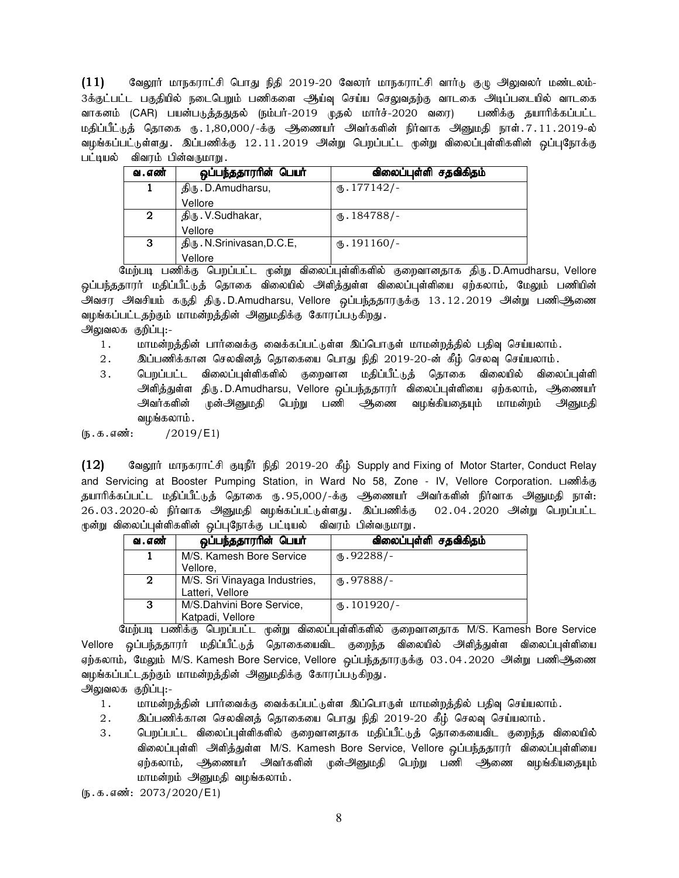**(11)** வேலூர் மாநகராட்சி பொது நிதி 2019-20 வேலூர் மாநகராட்சி வார்டு குழு அலுவலர் மண்டலம்-3க்குட்பட்ட பகுதியில் நடைபெறும் பணிகளை ஆய்வு செய்ய செலுவதற்கு வாடகை அடிப்படையில் வாடகை வாகனம் (CAR) பயன்படுத்ததுதல் (நம்பர்-2019 முதல் மார்ச்-2020 வரை) பணிக்கு தயாரிக்கப்பட்ட மதிப்பீட்டுத் தொகை ரூ.1,80,000/-க்கு ஆணையர் அவர்களின் நிர்வாக அனுமதி நாள்.7.11.2019-ல் வழங்கப்பட்டுள்ளது. இப்பணிக்கு 12.11.2019 அன்று பெறப்பட்ட மூன்று விலைப்புள்ளிகளின் ஒப்புநோக்கு பட்டியல் விவரம் பின்வருமாறு.

| வ.எண் | ஒப்பந்ததாரரின் பெயர் | விலைப்புள்ளி சதவிகிதம் |
|---|---|---|
| 1 | திரு.D.Amudharsu, Vellore | ரூ.177142/- |
| 2 | திரு.V.Sudhakar, Vellore | ரூ.184788/- |
| 3 | திரு.N.Srinivasan,D.C.E, Vellore | ரூ.191160/- |

மேற்படி பணிக்கு பெறப்பட்ட மூன்று விலைப்புள்ளிகளில் குறைவானதாக திரு.D.Amudharsu, Vellore ஒப்பந்ததாரர் மதிப்பீட்டுத் தொகை விலையில் அளித்துள்ள விலைப்புள்ளியை ஏற்கலாம், மேலும் பணியின் அவசர அவசியம் கருதி திரு.D.Amudharsu, Vellore ஒப்பந்ததாரருக்கு 13.12.2019 அன்று பணிஆணை வழங்கப்பட்டதற்கும் மாமன்றத்தின் அனுமதிக்கு கோரப்படுகிறது.

அலுவலக குறிப்பு:-

1. மாமன்றத்தின் பார்வைக்கு வைக்கப்பட்டுள்ள இப்பொருள் மாமன்றத்தில் பதிவு செய்யலாம்.
2. இப்பணிக்கான செலவினத் தொகையை பொது நிதி 2019-20-ன் கீழ் செலவு செய்யலாம்.
3. பெறப்பட்ட விலைப்புள்ளிகளில் குறைவான மதிப்பீட்டுத் தொகை விலையில் விலைப்புள்ளி அளித்துள்ள திரு.D.Amudharsu, Vellore ஒப்பந்ததாரர் விலைப்புள்ளியை ஏற்கலாம், ஆணையர் அவர்களின் முன்அனுமதி பெற்று பணி ஆணை வழங்கியதையும் மாமன்றம் அனுமதி வழங்கலாம்.

(ந.க.எண்: /2019/E1)

**(12)** வேலூர் மாநகராட்சி குடிநீர் நிதி 2019-20 கீழ் Supply and Fixing of Motor Starter, Conduct Relay and Servicing at Booster Pumping Station, in Ward No 58, Zone - IV, Vellore Corporation. பணிக்கு தயாரிக்கப்பட்ட மதிப்பீட்டுத் தொகை ரூ.95,000/-க்கு ஆணையர் அவர்களின் நிர்வாக அனுமதி நாள்: 26.03.2020-ல் நிர்வாக அனுமதி வழங்கப்பட்டுள்ளது. இப்பணிக்கு 02.04.2020 அன்று பெறப்பட்ட மூன்று விலைப்புள்ளிகளின் ஒப்புநோக்கு பட்டியல் விவரம் பின்வருமாறு.

| வ.எண் | ஒப்பந்ததாரரின் பெயர் | விலைப்புள்ளி சதவிகிதம் |
|---|---|---|
| 1 | M/S. Kamesh Bore Service Vellore, | ரூ.92288/- |
| 2 | M/S. Sri Vinayaga Industries, Latteri, Vellore | ரூ.97888/- |
| 3 | M/S.Dahvini Bore Service, Katpadi, Vellore | ரூ.101920/- |

மேற்படி பணிக்கு பெறப்பட்ட மூன்று விலைப்புள்ளிகளில் குறைவானதாக M/S. Kamesh Bore Service Vellore ஒப்பந்ததாரர் மதிப்பீட்டுத் தொகையைவிட குறைந்த விலையில் அளித்துள்ள விலைப்புள்ளியை ஏற்கலாம், மேலும் M/S. Kamesh Bore Service, Vellore ஒப்பந்ததாரருக்கு 03.04.2020 அன்று பணிஆணை வழங்கப்பட்டதற்கும் மாமன்றத்தின் அனுமதிக்கு கோரப்படுகிறது.

அலுவலக குறிப்பு:-

1. மாமன்றத்தின் பார்வைக்கு வைக்கப்பட்டுள்ள இப்பொருள் மாமன்றத்தில் பதிவு செய்யலாம்.
2. இப்பணிக்கான செலவினத் தொகையை பொது நிதி 2019-20 கீழ் செலவு செய்யலாம்.
3. பெறப்பட்ட விலைப்புள்ளிகளில் குறைவானதாக மதிப்பீட்டுத் தொகையைவிட குறைந்த விலையில் விலைப்புள்ளி அளித்துள்ள M/S. Kamesh Bore Service, Vellore ஒப்பந்ததாரர் விலைப்புள்ளியை ஏற்கலாம், ஆணையர் அவர்களின் முன்அனுமதி பெற்று பணி ஆணை வழங்கியதையும் மாமன்றம் அனுமதி வழங்கலாம்.

(ந.க.எண்: 2073/2020/E1)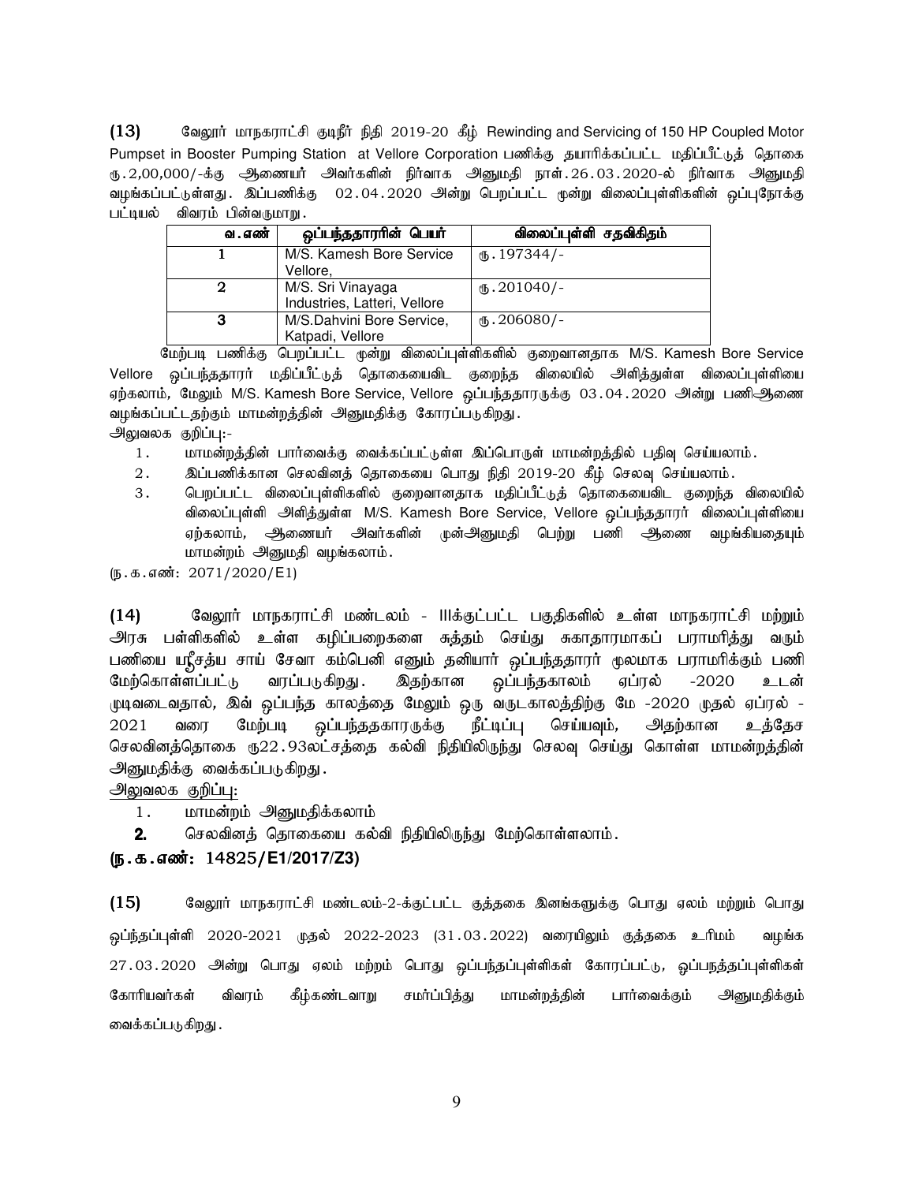**(13)** வேலூர் மாநகராட்சி குடிநீர் நிதி 2019-20 கீழ் Rewinding and Servicing of 150 HP Coupled Motor Pumpset in Booster Pumping Station at Vellore Corporation பணிக்கு தயாரிக்கப்பட்ட மதிப்பீட்டுத் தொகை ரூ.2,00,000/-க்கு ஆணையர் அவர்களின் நிர்வாக அனுமதி நாள்.26.03.2020-ல் நிர்வாக அனுமதி வழங்கப்பட்டுள்ளது. இப்பணிக்கு 02.04.2020 அன்று பெறப்பட்ட மூன்று விலைப்புள்ளிகளின் ஒப்புநோக்கு பட்டியல் விவரம் பின்வருமாறு.

| வ.எண் | ஒப்பந்ததாரரின் பெயர் | விலைப்புள்ளி சதவிகிதம் |
|---|---|---|
| 1 | M/S. Kamesh Bore Service Vellore, | ரூ.197344/- |
| 2 | M/S. Sri Vinayaga Industries, Latteri, Vellore | ரூ.201040/- |
| 3 | M/S.Dahvini Bore Service, Katpadi, Vellore | ரூ.206080/- |

மேற்படி பணிக்கு பெறப்பட்ட மூன்று விலைப்புள்ளிகளில் குறைவானதாக M/S. Kamesh Bore Service Vellore ஒப்பந்ததாரர் மதிப்பீட்டுத் தொகையைவிட குறைந்த விலையில் அளித்துள்ள விலைப்புள்ளியை ஏற்கலாம், மேலும் M/S. Kamesh Bore Service, Vellore ஒப்பந்ததாரருக்கு 03.04.2020 அன்று பணிஆணை வழங்கப்பட்டதற்கும் மாமன்றத்தின் அனுமதிக்கு கோரப்படுகிறது.

அலுவலக குறிப்பு:-

1. மாமன்றத்தின் பார்வைக்கு வைக்கப்பட்டுள்ள இப்பொருள் மாமன்றத்தில் பதிவு செய்யலாம்.
2. இப்பணிக்கான செலவினத் தொகையை பொது நிதி 2019-20 கீழ் செலவு செய்யலாம்.
3. பெறப்பட்ட விலைப்புள்ளிகளில் குறைவானதாக மதிப்பீட்டுத் தொகையைவிட குறைந்த விலையில் விலைப்புள்ளி அளித்துள்ள M/S. Kamesh Bore Service, Vellore ஒப்பந்ததாரர் விலைப்புள்ளியை ஏற்கலாம், ஆணையர் அவர்களின் முன்அனுமதி பெற்று பணி ஆணை வழங்கியதையும் மாமன்றம் அனுமதி வழங்கலாம்.

(ந.க.எண்: 2071/2020/E1)

**(14)** வேலூர் மாநகராட்சி மண்டலம் - IIIக்குட்பட்ட பகுதிகளில் உள்ள மாநகராட்சி மற்றும் அரசு பள்ளிகளில் உள்ள கழிப்பறைகளை சுத்தம் செய்து சுகாதாரமாகப் பராமரித்து வரும் பணியை யூீசத்ய சாய் சேவா கம்பெனி எனும் தனியார் ஒப்பந்ததாரர் மூலமாக பராமரிக்கும் பணி மேற்கொள்ளப்பட்டு வரப்படுகிறது. இதற்கான ஒப்பந்தகாலம் ஏப்ரல் -2020 உடன் முடிவடைவதால், இவ் ஒப்பந்த காலத்தை மேலும் ஒரு வருடகாலத்திற்கு மே -2020 முதல் ஏப்ரல் - 2021 வரை மேற்படி ஒப்பந்ததகாரருக்கு நீட்டிப்பு செய்யவும், அதற்கான உத்தேச செலவினத்தொகை ரூ22.93லட்சத்தை கல்வி நிதியிலிருந்து செலவு செய்து கொள்ள மாமன்றத்தின் அனுமதிக்கு வைக்கப்படுகிறது.

<u>அலுவலக குறிப்பு:</u>

1. மாமன்றம் அனுமதிக்கலாம்
2. செலவினத் தொகையை கல்வி நிதியிலிருந்து மேற்கொள்ளலாம்.

**(ந.க.எண்: 14825/E1/2017/Z3)**

**(15)** வேலூர் மாநகராட்சி மண்டலம்-2-க்குட்பட்ட குத்தகை இனங்களுக்கு பொது ஏலம் மற்றும் பொது ஒப்ந்தப்புள்ளி 2020-2021 முதல் 2022-2023 (31.03.2022) வரையிலும் குத்தகை உரிமம் வழங்க 27.03.2020 அன்று பொது ஏலம் மற்றம் பொது ஒப்பந்தப்புள்ளிகள் கோரப்பட்டு, ஒப்பநத்தப்புள்ளிகள் கோரியவர்கள் விவரம் கீழ்கண்டவாறு சமர்ப்பித்து மாமன்றத்தின் பார்வைக்கும் அனுமதிக்கும் வைக்கப்படுகிறது.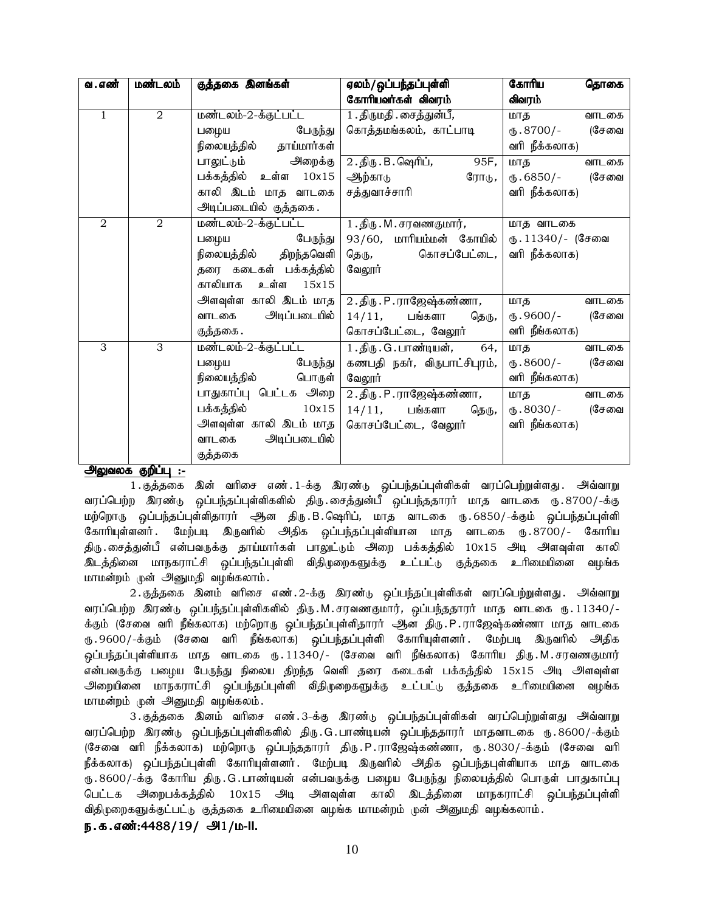| வ.எண் | மண்டலம் | குத்தகை இனங்கள் | ஏலம்/ஒப்பந்தப்புள்ளி கோரியவர்கள் விவரம் | கோரிய தொகை விவரம் |
|---|---|---|---|---|
| 1 | 2 | மண்டலம்-2-க்குட்பட்ட பழைய பேருந்து நிலையத்தில் தாய்மார்கள் பாலூட்டும் அறைக்கு பக்கத்தில் உள்ள 10x15 காலி இடம் மாத வாடகை அடிப்படையில் குத்தகை. | 1.திருமதி.சைத்துன்பீ, கொத்தமங்கலம், காட்பாடி | மாத வாடகை ரு.8700/- (சேவை வரி நீக்கலாக) |
| | | | 2.திரு.B.ஷெரிப், 95F, ஆற்காடு ரோடு, சத்துவாச்சாரி | மாத வாடகை ரு.6850/- (சேவை வரி நீக்கலாக) |
| 2 | 2 | மண்டலம்-2-க்குட்பட்ட பழைய பேருந்து நிலையத்தில் திறந்தவெளி தரை கடைகள் பக்கத்தில் காலியாக உள்ள 15x15 அளவுள்ள காலி இடம் மாத வாடகை அடிப்படையில் குத்தகை. | 1.திரு.M.சரவணகுமார், 93/60, மாரியம்மன் கோயில் தெரு, கொசப்பேட்டை, வேலூர் | மாத வாடகை ரு.11340/- (சேவை வரி நீக்கலாக) |
| | | | 2.திரு.P.ராஜேஷ்கண்ணா, 14/11, பங்களா தெரு, கொசப்பேட்டை, வேலூர் | மாத வாடகை ரு.9600/- (சேவை வரி நீங்கலாக) |
| 3 | 3 | மண்டலம்-2-க்குட்பட்ட பழைய பேருந்து நிலையத்தில் பொருள் பாதுகாப்பு பெட்டக அறை பக்கத்தில் 10x15 அளவுள்ள காலி இடம் மாத வாடகை அடிப்படையில் குத்தகை | 1.திரு.G.பாண்டியன், 64, கணபதி நகர், விருபாட்சிபுரம், வேலூர் | மாத வாடகை ரு.8600/- (சேவை வரி நீங்கலாக) |
| | | | 2.திரு.P.ராஜேஷ்கண்ணா, 14/11, பங்களா தெரு, கொசப்பேட்டை, வேலூர் | மாத வாடகை ரு.8030/- (சேவை வரி நீங்கலாக) |

**அலுவலக குறிப்பு :-**

1.குத்தகை இன் வரிசை எண்.1-க்கு இரண்டு ஒப்பந்தப்புள்ளிகள் வரப்பெற்றுள்ளது. அவ்வாறு வரப்பெற்ற இரண்டு ஒப்பந்தப்புள்ளிகளில் திரு.சைத்துன்பீ ஒப்பந்ததாரர் மாத வாடகை ரு.8700/-க்கு மற்றொரு ஒப்பந்தப்புள்ளிதாரர் ஆன திரு.B.ஷெரிப், மாத வாடகை ரு.6850/-க்கும் ஒப்பந்தப்புள்ளி கோரியுள்ளனர். மேற்படி இருவரில் அதிக ஒப்பந்தப்புள்ளியான மாத வாடகை ரு.8700/- கோரிய திரு.சைத்துன்பீ என்பவருக்கு தாய்மார்கள் பாலூட்டும் அறை பக்கத்தில் 10x15 அடி அளவுள்ள காலி இடத்தினை மாநகராட்சி ஒப்பந்தப்புள்ளி விதிமுறைகளுக்கு உட்பட்டு குத்தகை உரிமையினை வழங்க மாமன்றம் முன் அனுமதி வழங்கலாம்.

2.குத்தகை இனம் வரிசை எண்.2-க்கு இரண்டு ஒப்பந்தப்புள்ளிகள் வரப்பெற்றுள்ளது. அவ்வாறு வரப்பெற்ற இரண்டு ஒப்பந்தப்புள்ளிகளில் திரு.M.சரவணகுமார், ஒப்பந்ததாரர் மாத வாடகை ரு.11340/-க்கும் (சேவை வரி நீங்கலாக) மற்றொரு ஒப்பந்தப்புள்ளிதாரர் ஆன திரு.P.ராஜேஷ்கண்ணா மாத வாடகை ரு.9600/-க்கும் (சேவை வரி நீங்கலாக) ஒப்பந்தப்புள்ளி கோரியுள்ளனர். மேற்படி இருவரில் அதிக ஒப்பந்தப்புள்ளியாக மாத வாடகை ரு.11340/- (சேவை வரி நீங்கலாக) கோரிய திரு.M.சரவணகுமார் என்பவருக்கு பழைய பேருந்து நிலைய திறந்த வெளி தரை கடைகள் பக்கத்தில் 15x15 அடி அளவுள்ள அறையினை மாநகராட்சி ஒப்பந்தப்புள்ளி விதிமுறைகளுக்கு உட்பட்டு குத்தகை உரிமையினை வழங்க மாமன்றம் முன் அனுமதி வழங்கலம்.

3.குத்தகை இனம் வரிசை எண்.3-க்கு இரண்டு ஒப்பந்தப்புள்ளிகள் வரப்பெற்றுள்ளது அவ்வாறு வரப்பெற்ற இரண்டு ஒப்பந்தப்புள்ளிகளில் திரு.G.பாண்டியன் ஒப்பந்ததாரர் மாதவாடகை ரு.8600/-க்கும் (சேவை வரி நீக்கலாக) மற்றொரு ஒப்பந்ததாரர் திரு.P.ராஜேஷ்கண்ணா, ரு.8030/-க்கும் (சேவை வரி நீக்கலாக) ஒப்பந்தப்புள்ளி கோரியுள்ளனர். மேற்படி இருவரில் அதிக ஒப்பந்தபுள்ளியாக மாத வாடகை ரு.8600/-க்கு கோரிய திரு.G.பாண்டியன் என்பவருக்கு பழைய பேருந்து நிலையத்தில் பொருள் பாதுகாப்பு பெட்டக அறைபக்கத்தில் 10x15 அடி அளவுள்ள காலி இடத்தினை மாநகராட்சி ஒப்பந்தப்புள்ளி விதிமுறைகளுக்குட்பட்டு குத்தகை உரிமையினை வழங்க மாமன்றம் முன் அனுமதி வழங்கலாம்.

**ந.க.எண்:4488/19/ அ1/ம-II.**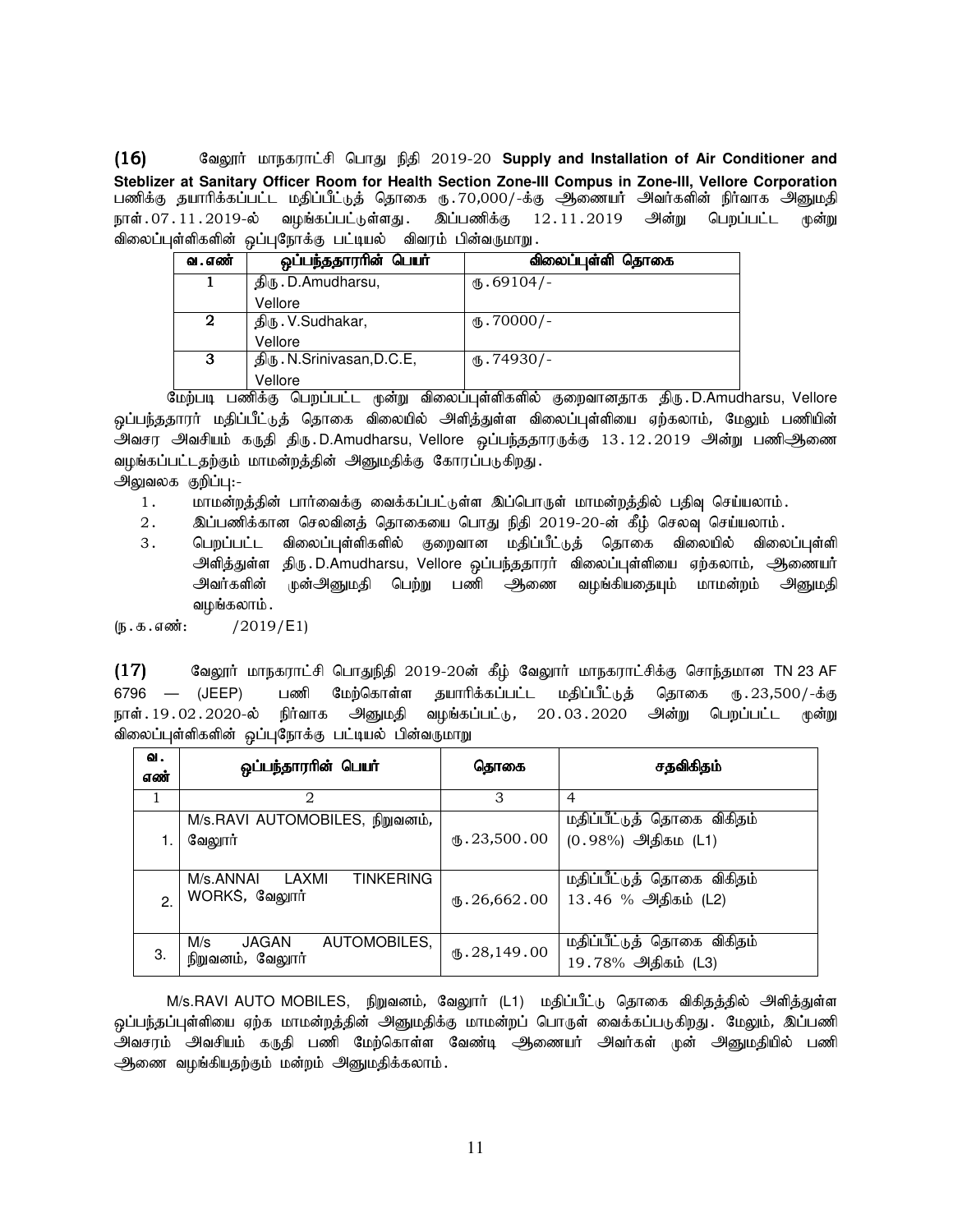**(16)** வேலூர் மாநகராட்சி பொது நிதி 2019-20 **Supply and Installation of Air Conditioner and Steblizer at Sanitary Officer Room for Health Section Zone-III Compus in Zone-III, Vellore Corporation** பணிக்கு தயாரிக்கப்பட்ட மதிப்பீட்டுத் தொகை ரூ.70,000/-க்கு ஆணையர் அவர்களின் நிர்வாக அனுமதி நாள்.07.11.2019-ல் வழங்கப்பட்டுள்ளது. இப்பணிக்கு 12.11.2019 அன்று பெறப்பட்ட மூன்று விலைப்புள்ளிகளின் ஒப்புநோக்கு பட்டியல் விவரம் பின்வருமாறு.

| வ.எண் | ஒப்பந்ததாரரின் பெயர் | விலைப்புள்ளி தொகை |
|---|---|---|
| 1 | திரு.D.Amudharsu, Vellore | ரூ.69104/- |
| 2 | திரு.V.Sudhakar, Vellore | ரூ.70000/- |
| 3 | திரு.N.Srinivasan,D.C.E, Vellore | ரூ.74930/- |

மேற்படி பணிக்கு பெறப்பட்ட மூன்று விலைப்புள்ளிகளில் குறைவானதாக திரு.D.Amudharsu, Vellore ஒப்பந்ததாரர் மதிப்பீட்டுத் தொகை விலையில் அளித்துள்ள விலைப்புள்ளியை ஏற்கலாம், மேலும் பணியின் அவசர அவசியம் கருதி திரு.D.Amudharsu, Vellore ஒப்பந்ததாரருக்கு 13.12.2019 அன்று பணிஆணை வழங்கப்பட்டதற்கும் மாமன்றத்தின் அனுமதிக்கு கோரப்படுகிறது.

அலுவலக குறிப்பு:-

1. மாமன்றத்தின் பார்வைக்கு வைக்கப்பட்டுள்ள இப்பொருள் மாமன்றத்தில் பதிவு செய்யலாம்.
2. இப்பணிக்கான செலவினத் தொகையை பொது நிதி 2019-20-ன் கீழ் செலவு செய்யலாம்.
3. பெறப்பட்ட விலைப்புள்ளிகளில் குறைவான மதிப்பீட்டுத் தொகை விலையில் விலைப்புள்ளி அளித்துள்ள திரு.D.Amudharsu, Vellore ஒப்பந்ததாரர் விலைப்புள்ளியை ஏற்கலாம், ஆணையர் அவர்களின் முன்அனுமதி பெற்று பணி ஆணை வழங்கியதையும் மாமன்றம் அனுமதி வழங்கலாம்.

(ந.க.எண்: /2019/E1)

**(17)** வேலூர் மாநகராட்சி பொதுநிதி 2019-20ன் கீழ் வேலூர் மாநகராட்சிக்கு சொந்தமான TN 23 AF 6796 — (JEEP) பணி மேற்கொள்ள தயாரிக்கப்பட்ட மதிப்பீட்டுத் தொகை ரூ.23,500/-க்கு நாள்.19.02.2020-ல் நிர்வாக அனுமதி வழங்கப்பட்டு, 20.03.2020 அன்று பெறப்பட்ட மூன்று விலைப்புள்ளிகளின் ஒப்புநோக்கு பட்டியல் பின்வருமாறு

| வ. எண் | ஒப்பந்தாரரின் பெயர் | தொகை | சதவிகிதம் |
|---|---|---|---|
| 1 | 2 | 3 | 4 |
| 1. | M/s.RAVI AUTOMOBILES, நிறுவனம், வேலூர் | ரூ.23,500.00 | மதிப்பீட்டுத் தொகை விகிதம் (0.98%) அதிகம் (L1) |
| 2. | M/s.ANNAI LAXMI TINKERING WORKS, வேலூர் | ரூ.26,662.00 | மதிப்பீட்டுத் தொகை விகிதம் 13.46 % அதிகம் (L2) |
| 3. | M/s JAGAN AUTOMOBILES, நிறுவனம், வேலூர் | ரூ.28,149.00 | மதிப்பீட்டுத் தொகை விகிதம் 19.78% அதிகம் (L3) |

M/s.RAVI AUTO MOBILES, நிறுவனம், வேலூர் (L1) மதிப்பீட்டு தொகை விகிதத்தில் அளித்துள்ள ஒப்பந்தப்புள்ளியை ஏற்க மாமன்றத்தின் அனுமதிக்கு மாமன்றப் பொருள் வைக்கப்படுகிறது. மேலும், இப்பணி அவசரம் அவசியம் கருதி பணி மேற்கொள்ள வேண்டி ஆணையர் அவர்கள் முன் அனுமதியில் பணி ஆணை வழங்கியதற்கும் மன்றம் அனுமதிக்கலாம்.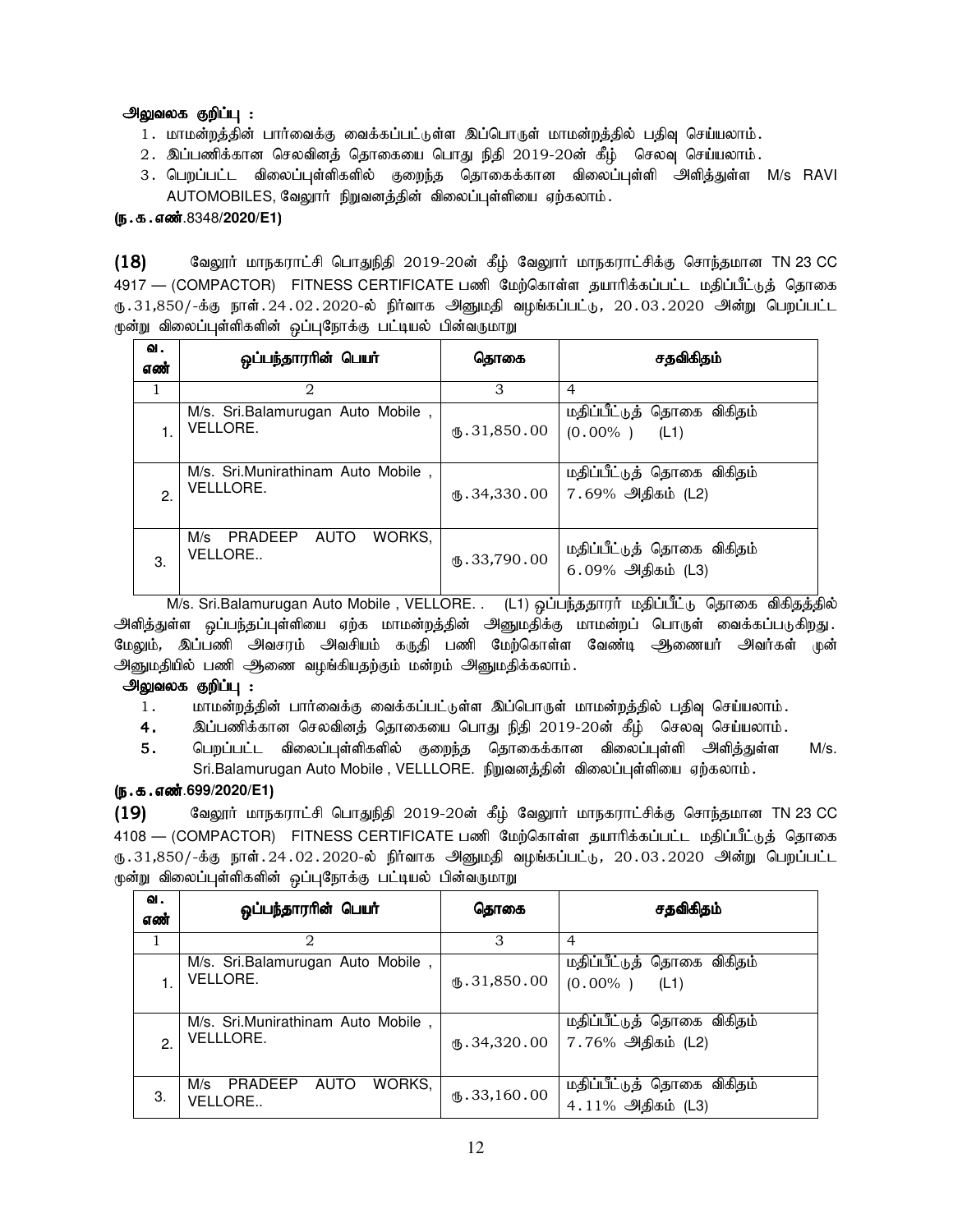**அலுவலக குறிப்பு :**

1. மாமன்றத்தின் பார்வைக்கு வைக்கப்பட்டுள்ள இப்பொருள் மாமன்றத்தில் பதிவு செய்யலாம்.
2. இப்பணிக்கான செலவினத் தொகையை பொது நிதி 2019-20ன் கீழ் செலவு செய்யலாம்.
3. பெறப்பட்ட விலைப்புள்ளிகளில் குறைந்த தொகைக்கான விலைப்புள்ளி அளித்துள்ள M/s RAVI AUTOMOBILES, வேலூர் நிறுவனத்தின் விலைப்புள்ளியை ஏற்கலாம்.

**(ந.க.எண்.8348/2020/E1)**

**(18)** வேலூர் மாநகராட்சி பொதுநிதி 2019-20ன் கீழ் வேலூர் மாநகராட்சிக்கு சொந்தமான TN 23 CC 4917 — (COMPACTOR) FITNESS CERTIFICATE பணி மேற்கொள்ள தயாரிக்கப்பட்ட மதிப்பீட்டுத் தொகை ரு.31,850/-க்கு நாள்.24.02.2020-ல் நிர்வாக அனுமதி வழங்கப்பட்டு, 20.03.2020 அன்று பெறப்பட்ட மூன்று விலைப்புள்ளிகளின் ஒப்புநோக்கு பட்டியல் பின்வருமாறு

| வ. எண் | ஒப்பந்தாரரின் பெயர் | தொகை | சதவிகிதம் |
|---|---|---|---|
| 1 | 2 | 3 | 4 |
| 1. | M/s. Sri.Balamurugan Auto Mobile , VELLORE. | ரு.31,850.00 | மதிப்பீட்டுத் தொகை விகிதம் (0.00% ) (L1) |
| 2. | M/s. Sri.Munirathinam Auto Mobile , VELLLORE. | ரு.34,330.00 | மதிப்பீட்டுத் தொகை விகிதம் 7.69% அதிகம் (L2) |
| 3. | M/s PRADEEP AUTO WORKS, VELLORE.. | ரு.33,790.00 | மதிப்பீட்டுத் தொகை விகிதம் 6.09% அதிகம் (L3) |

M/s. Sri.Balamurugan Auto Mobile , VELLORE. . (L1) ஒப்பந்ததாரர் மதிப்பீட்டு தொகை விகிதத்தில் அளித்துள்ள ஒப்பந்தப்புள்ளியை ஏற்க மாமன்றத்தின் அனுமதிக்கு மாமன்றப் பொருள் வைக்கப்படுகிறது. மேலும், இப்பணி அவசரம் அவசியம் கருதி பணி மேற்கொள்ள வேண்டி ஆணையர் அவர்கள் முன் அனுமதியில் பணி ஆணை வழங்கியதற்கும் மன்றம் அனுமதிக்கலாம்.

**அலுவலக குறிப்பு :**

1. மாமன்றத்தின் பார்வைக்கு வைக்கப்பட்டுள்ள இப்பொருள் மாமன்றத்தில் பதிவு செய்யலாம்.
4. இப்பணிக்கான செலவினத் தொகையை பொது நிதி 2019-20ன் கீழ் செலவு செய்யலாம்.
5. பெறப்பட்ட விலைப்புள்ளிகளில் குறைந்த தொகைக்கான விலைப்புள்ளி அளித்துள்ள M/s. Sri.Balamurugan Auto Mobile , VELLLORE. நிறுவனத்தின் விலைப்புள்ளியை ஏற்கலாம்.

**(ந.க.எண்.699/2020/E1)**

**(19)** வேலூர் மாநகராட்சி பொதுநிதி 2019-20ன் கீழ் வேலூர் மாநகராட்சிக்கு சொந்தமான TN 23 CC 4108 — (COMPACTOR) FITNESS CERTIFICATE பணி மேற்கொள்ள தயாரிக்கப்பட்ட மதிப்பீட்டுத் தொகை ரு.31,850/-க்கு நாள்.24.02.2020-ல் நிர்வாக அனுமதி வழங்கப்பட்டு, 20.03.2020 அன்று பெறப்பட்ட மூன்று விலைப்புள்ளிகளின் ஒப்புநோக்கு பட்டியல் பின்வருமாறு

| வ. எண் | ஒப்பந்தாரரின் பெயர் | தொகை | சதவிகிதம் |
|---|---|---|---|
| 1 | 2 | 3 | 4 |
| 1. | M/s. Sri.Balamurugan Auto Mobile , VELLORE. | ரு.31,850.00 | மதிப்பீட்டுத் தொகை விகிதம் (0.00% ) (L1) |
| 2. | M/s. Sri.Munirathinam Auto Mobile , VELLLORE. | ரு.34,320.00 | மதிப்பீட்டுத் தொகை விகிதம் 7.76% அதிகம் (L2) |
| 3. | M/s PRADEEP AUTO WORKS, VELLORE.. | ரு.33,160.00 | மதிப்பீட்டுத் தொகை விகிதம் 4.11% அதிகம் (L3) |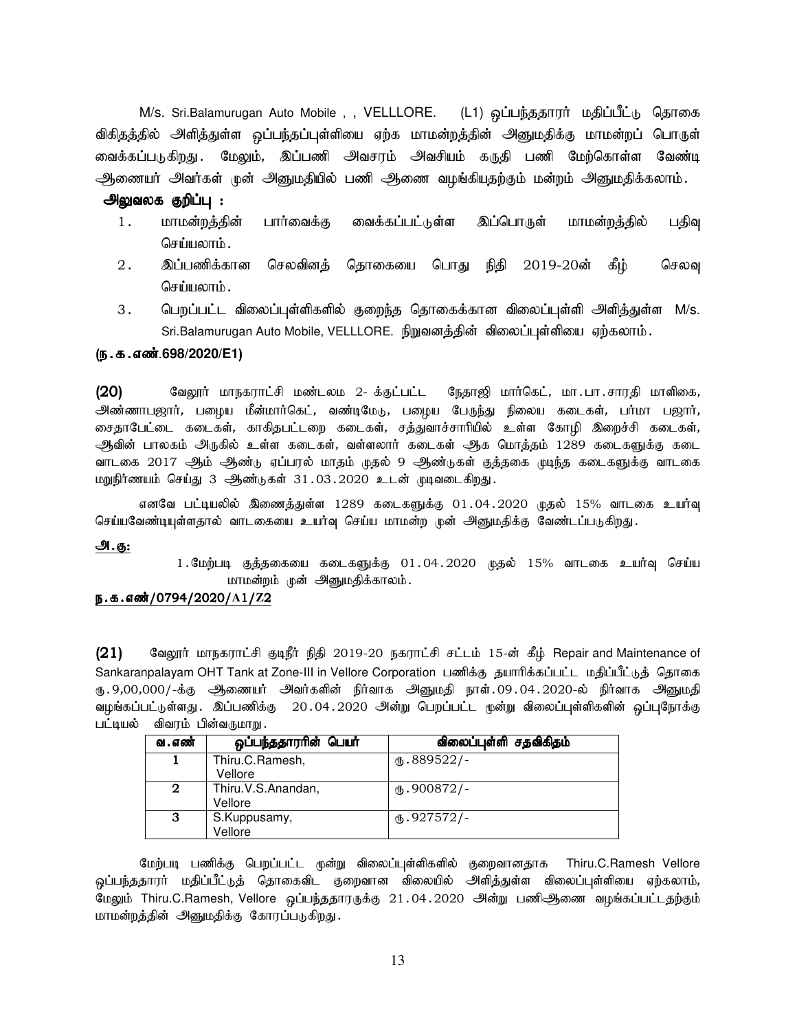M/s. Sri.Balamurugan Auto Mobile , , VELLLORE. (L1) ஒப்பந்ததாரர் மதிப்பீட்டு தொகை விகிதத்தில் அளித்துள்ள ஒப்பந்தப்புள்ளியை ஏற்க மாமன்றத்தின் அனுமதிக்கு மாமன்றப் பொருள் வைக்கப்படுகிறது. மேலும், இப்பணி அவசரம் அவசியம் கருதி பணி மேற்கொள்ள வேண்டி ஆணையர் அவர்கள் முன் அனுமதியில் பணி ஆணை வழங்கியதற்கும் மன்றம் அனுமதிக்கலாம்.

**அலுவலக குறிப்பு :**

1. மாமன்றத்தின் பார்வைக்கு வைக்கப்பட்டுள்ள இப்பொருள் மாமன்றத்தில் பதிவு செய்யலாம்.
2. இப்பணிக்கான செலவினத் தொகையை பொது நிதி 2019-20ன் கீழ் செலவு செய்யலாம்.
3. பெறப்பட்ட விலைப்புள்ளிகளில் குறைந்த தொகைக்கான விலைப்புள்ளி அளித்துள்ள M/s. Sri.Balamurugan Auto Mobile, VELLLORE. நிறுவனத்தின் விலைப்புள்ளியை ஏற்கலாம்.

**(ந.க.எண்.698/2020/E1)**

**(20)** வேலூர் மாநகராட்சி மண்டலம் 2- க்குட்பட்ட நேதாஜி மார்கெட், மா.பா.சாரதி மாளிகை, அண்ணாபஜார், பழைய மீன்மார்கெட், வண்டிமேடு, பழைய பேருந்து நிலைய கடைகள், பர்மா பஜார், சைதாபேட்டை கடைகள், காகிதபட்டறை கடைகள், சத்துவாச்சாரியில் உள்ள கோழி இறைச்சி கடைகள், ஆவின் பாலகம் அருகில் உள்ள கடைகள், வள்ளலார் கடைகள் ஆக மொத்தம் 1289 கடைகளுக்கு கடை வாடகை 2017 ஆம் ஆண்டு ஏப்பரல் மாதம் முதல் 9 ஆண்டுகள் குத்தகை முடிந்த கடைகளுக்கு வாடகை மறுநிர்ணயம் செய்து 3 ஆண்டுகள் 31.03.2020 உடன் முடிவடைகிறது.

எனவே பட்டியலில் இணைத்துள்ள 1289 கடைகளுக்கு 01.04.2020 முதல் 15% வாடகை உயர்வு செய்யவேண்டியுள்ளதால் வாடகையை உயர்வு செய்ய மாமன்ற முன் அனுமதிக்கு வேண்டப்படுகிறது.

**அ.கு:**

1.மேற்படி குத்தகையை கடைகளுக்கு 01.04.2020 முதல் 15% வாடகை உயர்வு செய்ய மாமன்றம் முன் அனுமதிக்காலம்.

**ந.க.எண்/0794/2020/A1/Z2**

**(21)** வேலூர் மாநகராட்சி குடிநீர் நிதி 2019-20 நகராட்சி சட்டம் 15-ன் கீழ் Repair and Maintenance of Sankaranpalayam OHT Tank at Zone-III in Vellore Corporation பணிக்கு தயாரிக்கப்பட்ட மதிப்பீட்டுத் தொகை ரு.9,00,000/-க்கு ஆணையர் அவர்களின் நிர்வாக அனுமதி நாள்.09.04.2020-ல் நிர்வாக அனுமதி வழங்கப்பட்டுள்ளது. இப்பணிக்கு 20.04.2020 அன்று பெறப்பட்ட மூன்று விலைப்புள்ளிகளின் ஒப்புநோக்கு பட்டியல் விவரம் பின்வருமாறு.

| வ.எண் | ஒப்பந்ததாரரின் பெயர் | விலைப்புள்ளி சதவிகிதம் |
|---|---|---|
| 1 | Thiru.C.Ramesh, Vellore | ரு.889522/- |
| 2 | Thiru.V.S.Anandan, Vellore | ரு.900872/- |
| 3 | S.Kuppusamy, Vellore | ரு.927572/- |

மேற்படி பணிக்கு பெறப்பட்ட மூன்று விலைப்புள்ளிகளில் குறைவானதாக Thiru.C.Ramesh Vellore ஒப்பந்ததாரர் மதிப்பீட்டுத் தொகைவிட குறைவான விலையில் அளித்துள்ள விலைப்புள்ளியை ஏற்கலாம், மேலும் Thiru.C.Ramesh, Vellore ஒப்பந்ததாரருக்கு 21.04.2020 அன்று பணிஆணை வழங்கப்பட்டதற்கும் மாமன்றத்தின் அனுமதிக்கு கோரப்படுகிறது.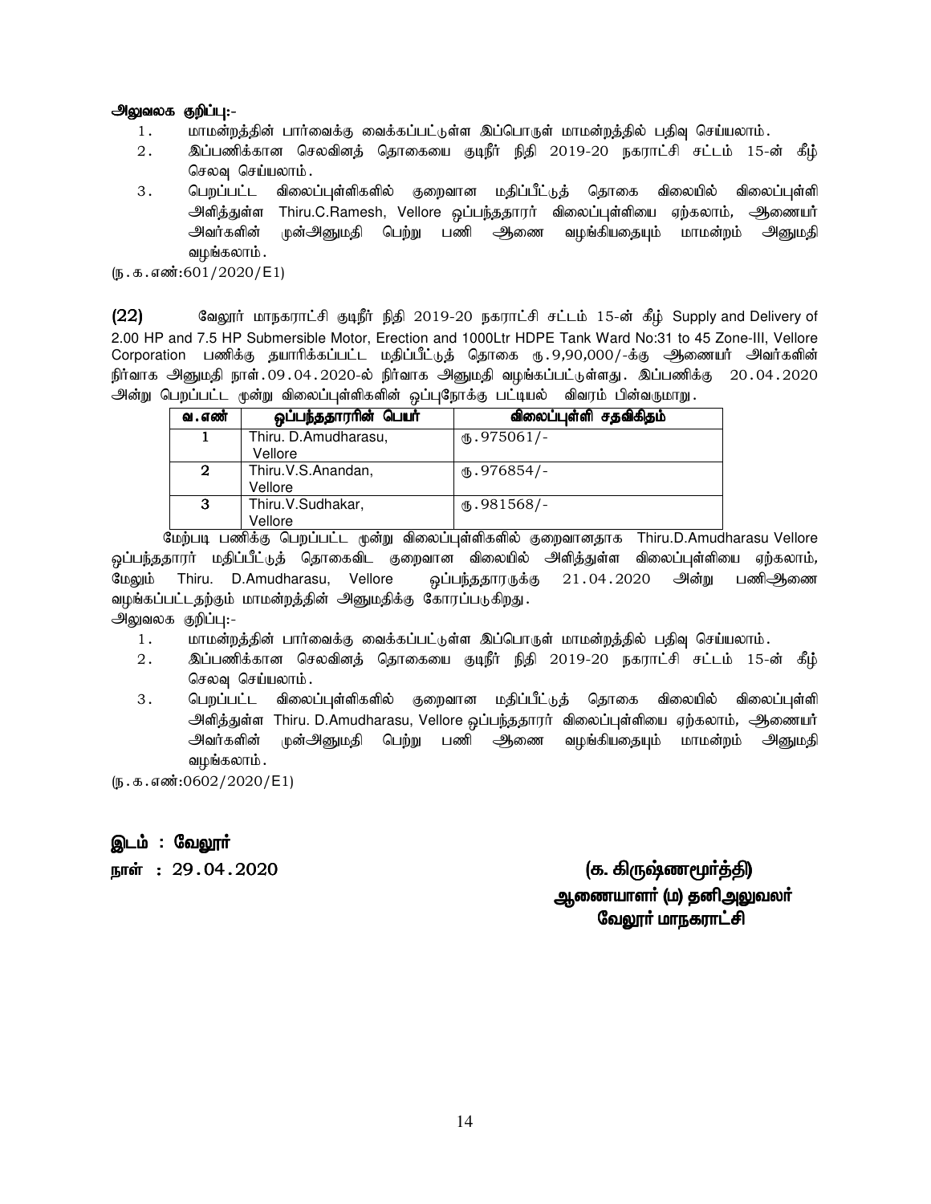**அலுவலக குறிப்பு:-**

1. மாமன்றத்தின் பார்வைக்கு வைக்கப்பட்டுள்ள இப்பொருள் மாமன்றத்தில் பதிவு செய்யலாம்.
2. இப்பணிக்கான செலவினத் தொகையை குடிநீர் நிதி 2019-20 நகராட்சி சட்டம் 15-ன் கீழ் செலவு செய்யலாம்.
3. பெறப்பட்ட விலைப்புள்ளிகளில் குறைவான மதிப்பீட்டுத் தொகை விலையில் விலைப்புள்ளி அளித்துள்ள Thiru.C.Ramesh, Vellore ஒப்பந்ததாரர் விலைப்புள்ளியை ஏற்கலாம், ஆணையர் அவர்களின் முன்அனுமதி பெற்று பணி ஆணை வழங்கியதையும் மாமன்றம் அனுமதி வழங்கலாம்.

(ந.க.எண்:601/2020/E1)

**(22)** வேலூர் மாநகராட்சி குடிநீர் நிதி 2019-20 நகராட்சி சட்டம் 15-ன் கீழ் Supply and Delivery of 2.00 HP and 7.5 HP Submersible Motor, Erection and 1000Ltr HDPE Tank Ward No:31 to 45 Zone-III, Vellore Corporation பணிக்கு தயாரிக்கப்பட்ட மதிப்பீட்டுத் தொகை ரு.9,90,000/-க்கு ஆணையர் அவர்களின் நிர்வாக அனுமதி நாள்.09.04.2020-ல் நிர்வாக அனுமதி வழங்கப்பட்டுள்ளது. இப்பணிக்கு 20.04.2020 அன்று பெறப்பட்ட மூன்று விலைப்புள்ளிகளின் ஒப்புநோக்கு பட்டியல் விவரம் பின்வருமாறு.

| வ.எண் | ஒப்பந்ததாரரின் பெயர் | விலைப்புள்ளி சதவிகிதம் |
|---|---|---|
| 1 | Thiru. D.Amudharasu, Vellore | ரு.975061/- |
| 2 | Thiru.V.S.Anandan, Vellore | ரு.976854/- |
| 3 | Thiru.V.Sudhakar, Vellore | ரு.981568/- |

மேற்படி பணிக்கு பெறப்பட்ட மூன்று விலைப்புள்ளிகளில் குறைவானதாக Thiru.D.Amudharasu Vellore ஒப்பந்ததாரர் மதிப்பீட்டுத் தொகைவிட குறைவான விலையில் அளித்துள்ள விலைப்புள்ளியை ஏற்கலாம், மேலும் Thiru. D.Amudharasu, Vellore ஒப்பந்ததாரருக்கு 21.04.2020 அன்று பணிஆணை வழங்கப்பட்டதற்கும் மாமன்றத்தின் அனுமதிக்கு கோரப்படுகிறது.

அலுவலக குறிப்பு:-

1. மாமன்றத்தின் பார்வைக்கு வைக்கப்பட்டுள்ள இப்பொருள் மாமன்றத்தில் பதிவு செய்யலாம்.
2. இப்பணிக்கான செலவினத் தொகையை குடிநீர் நிதி 2019-20 நகராட்சி சட்டம் 15-ன் கீழ் செலவு செய்யலாம்.
3. பெறப்பட்ட விலைப்புள்ளிகளில் குறைவான மதிப்பீட்டுத் தொகை விலையில் விலைப்புள்ளி அளித்துள்ள Thiru. D.Amudharasu, Vellore ஒப்பந்ததாரர் விலைப்புள்ளியை ஏற்கலாம், ஆணையர் அவர்களின் முன்அனுமதி பெற்று பணி ஆணை வழங்கியதையும் மாமன்றம் அனுமதி வழங்கலாம்.

(ந.க.எண்:0602/2020/E1)

**இடம் : வேலூர்**

**நாள் : 29.04.2020**

**(க. கிருஷ்ணமூர்த்தி)**
**ஆணையாளர் (ம) தனிஅலுவலர்**
**வேலூர் மாநகராட்சி**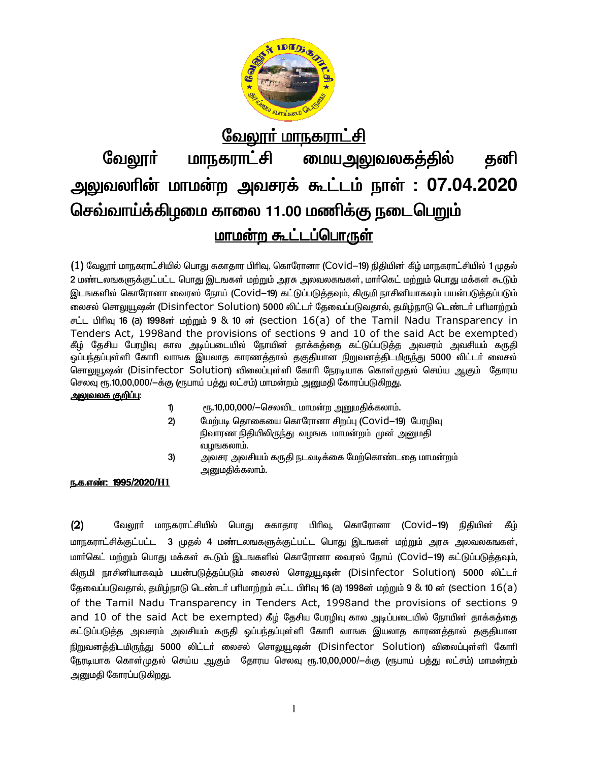# வேலூர் மாநகராட்சி

## வேலூர் மாநகராட்சி மையஅலுவலகத்தில் தனி அலுவலரின் மாமன்ற அவசரக் கூட்டம் நாள் : 07.04.2020 செவ்வாய்க்கிழமை காலை 11.00 மணிக்கு நடைபெறும்

## மாமன்ற கூட்டப்பொருள்

(1) வேலூர் மாநகராட்சியில் பொது சுகாதார பிரிவு, கொரோனா (Covid–19) நிதியின் கீழ் மாநகராட்சியில் 1 முதல் 2 மண்டலங்களுக்குட்பட்ட பொது இடங்கள் மற்றும் அரசு அலுவலகங்கள், மார்கெட் மற்றும் பொது மக்கள் கூடும் இடங்களில் கொரோனா வைரஸ் நோய் (Covid–19) கட்டுப்படுத்தவும், கிருமி நாசினியாகவும் பயன்படுத்தப்படும் லைசல் சொலுயூஷன் (Disinfector Solution) 5000 லிட்டர் தேவைப்படுவதால், தமிழ்நாடு டெண்டர் பரிமாற்றம் சட்ட பிரிவு 16 (a) 1998ன் மற்றும் 9 & 10 ன் (section 16(a) of the Tamil Nadu Transparency in Tenders Act, 1998and the provisions of sections 9 and 10 of the said Act be exempted) கீழ் தேசிய பேரழிவு கால அடிப்படையில் நோயின் தாக்கத்தை கட்டுப்படுத்த அவசரம் அவசியம் கருதி ஒப்பந்தப்புள்ளி கோரி வாங்க இயலாத காரணத்தால் தகுதியான நிறுவனத்திடமிருந்து 5000 லிட்டர் லைசல் சொலுயூஷன் (Disinfector Solution) விலைப்புள்ளி கோரி நேரடியாக கொள்முதல் செய்ய ஆகும் தோரய செலவு ரூ.10,00,000/–க்கு (ரூபாய் பத்து லட்சம்) மாமன்றம் அனுமதி கோரப்படுகிறது.

**அலுவலக குறிப்பு:**

1) ரூ.10,00,000/–செலவிட மாமன்ற அனுமதிக்கலாம்.
2) மேற்படி தொகையை கொரோனா சிறப்பு (Covid–19) பேரழிவு நிவாரண நிதியிலிருந்து வழஙக மாமன்றம் முன் அனுமதி வழஙகலாம்.
3) அவசர அவசியம் கருதி நடவடிக்கை மேற்கொண்டதை மாமன்றம் அனுமதிக்கலாம்.

**ந.க.எண்: 1995/2020/H1**

(2) வேலூர் மாநகராட்சியில் பொது சுகாதார பிரிவு, கொரோனா (Covid–19) நிதியின் கீழ் மாநகராட்சிக்குட்பட்ட 3 முதல் 4 மண்டலங்களுக்குட்பட்ட பொது இடங்கள் மற்றும் அரசு அலுவலகங்கள், மார்கெட் மற்றும் பொது மக்கள் கூடும் இடங்களில் கொரோனா வைரஸ் நோய் (Covid–19) கட்டுப்படுத்தவும், கிருமி நாசினியாகவும் பயன்படுத்தப்படும் லைசல் சொலுயூஷன் (Disinfector Solution) 5000 லிட்டர் தேவைப்படுவதால், தமிழ்நாடு டெண்டர் பரிமாற்றம் சட்ட பிரிவு 16 (a) 1998ன் மற்றும் 9 & 10 ன் (section 16(a) of the Tamil Nadu Transparency in Tenders Act, 1998and the provisions of sections 9 and 10 of the said Act be exempted) கீழ் தேசிய பேரழிவு கால அடிப்படையில் நோயின் தாக்கத்தை கட்டுப்படுத்த அவசரம் அவசியம் கருதி ஒப்பந்தப்புள்ளி கோரி வாங்க இயலாத காரணத்தால் தகுதியான நிறுவனத்திடமிருந்து 5000 லிட்டர் லைசல் சொலுயூஷன் (Disinfector Solution) விலைப்புள்ளி கோரி நேரடியாக கொள்முதல் செய்ய ஆகும் தோரய செலவு ரூ.10,00,000/–க்கு (ரூபாய் பத்து லட்சம்) மாமன்றம் அனுமதி கோரப்படுகிறது.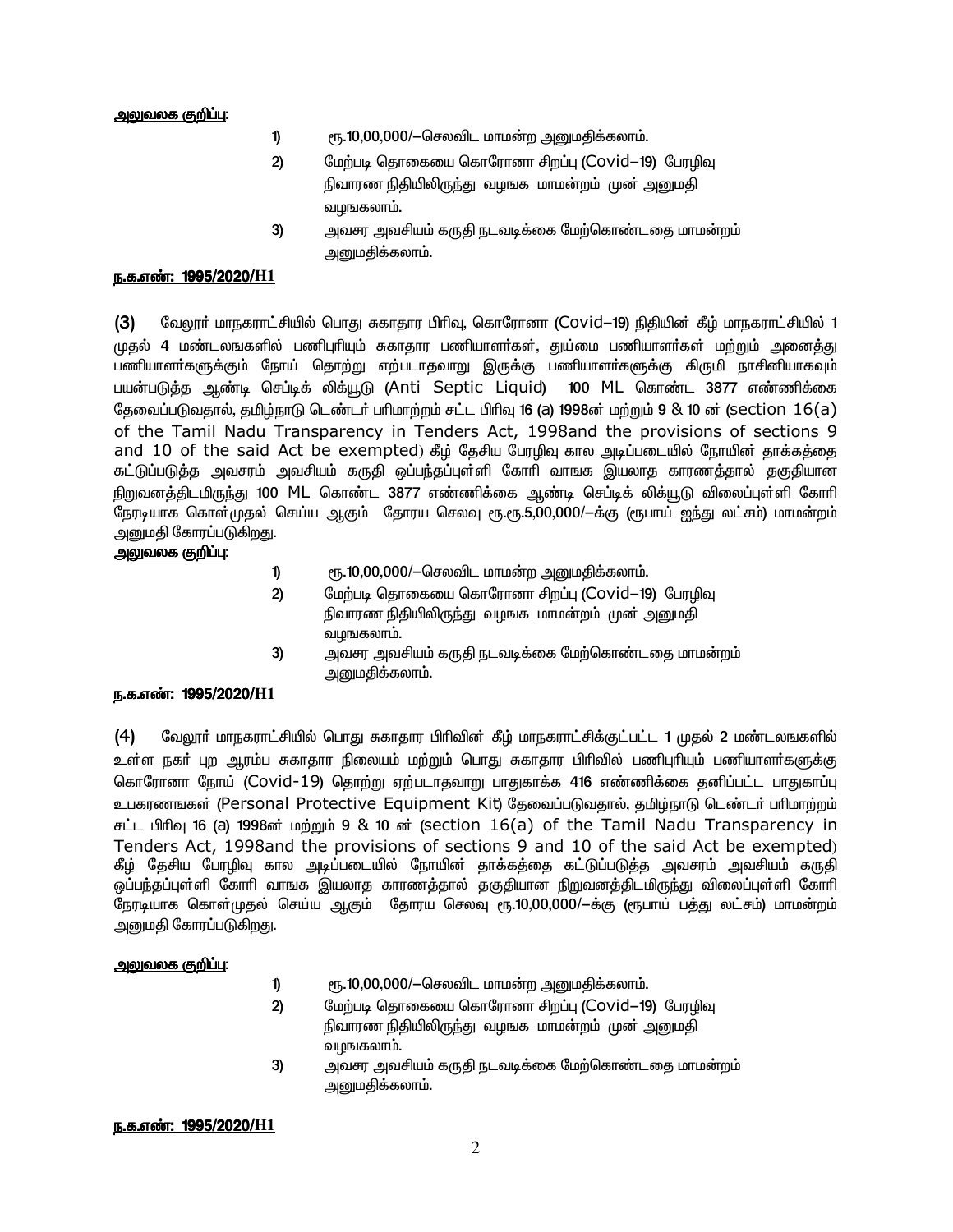<u>**அலுவலக குறிப்பு:**</u>

1) ரூ.10,00,000/—செலவிட மாமன்ற அனுமதிக்கலாம்.
2) மேற்படி தொகையை கொரோனா சிறப்பு (Covid–19) பேரழிவு நிவாரண நிதியிலிருந்து வழஙக மாமன்றம் முன் அனுமதி வழஙகலாம்.
3) அவசர அவசியம் கருதி நடவடிக்கை மேற்கொண்டதை மாமன்றம் அனுமதிக்கலாம்.

<u>**ந.க.எண்: 1995/2020/H1**</u>

**(3)** வேலூர் மாநகராட்சியில் பொது சுகாதார பிரிவு, கொரோனா (Covid–19) நிதியின் கீழ் மாநகராட்சியில் 1 முதல் 4 மண்டலஙகளில் பணிபுரியும் சுகாதார பணியாளர்கள், துய்மை பணியாளர்கள் மற்றும் அனைத்து பணியாளர்களுக்கும் நோய் தொற்று எற்படாதவாறு இருக்கு பணியாளர்களுக்கு கிருமி நாசினியாகவும் பயன்படுத்த ஆண்டி செப்டிக் லிக்யூடு (Anti Septic Liquid) 100 ML கொண்ட 3877 எண்ணிக்கை தேவைப்படுவதால், தமிழ்நாடு டெண்டர் பரிமாற்றம் சட்ட பிரிவு 16 (a) 1998ன் மற்றும் 9 & 10 ன் (section 16(a) of the Tamil Nadu Transparency in Tenders Act, 1998and the provisions of sections 9 and 10 of the said Act be exempted) கீழ் தேசிய பேரழிவு கால அடிப்படையில் நோயின் தாக்கத்தை கட்டுப்படுத்த அவசரம் அவசியம் கருதி ஒப்பந்தப்புள்ளி கோரி வாஙக இயலாத காரணத்தால் தகுதியான நிறுவனத்திடமிருந்து 100 ML கொண்ட 3877 எண்ணிக்கை ஆண்டி செப்டிக் லிக்யூடு விலைப்புள்ளி கோரி நேரடியாக கொள்முதல் செய்ய ஆகும் தோரய செலவு ரூ.ரூ.5,00,000/—க்கு (ரூபாய் ஐந்து லட்சம்) மாமன்றம் அனுமதி கோரப்படுகிறது.

<u>**அலுவலக குறிப்பு:**</u>

1) ரூ.10,00,000/—செலவிட மாமன்ற அனுமதிக்கலாம்.
2) மேற்படி தொகையை கொரோனா சிறப்பு (Covid–19) பேரழிவு நிவாரண நிதியிலிருந்து வழஙக மாமன்றம் முன் அனுமதி வழஙகலாம்.
3) அவசர அவசியம் கருதி நடவடிக்கை மேற்கொண்டதை மாமன்றம் அனுமதிக்கலாம்.

<u>**ந.க.எண்: 1995/2020/H1**</u>

**(4)** வேலூர் மாநகராட்சியில் பொது சுகாதார பிரிவின் கீழ் மாநகராட்சிக்குட்பட்ட 1 முதல் 2 மண்டலஙகளில் உள்ள நகர் புற ஆரம்ப சுகாதார நிலையம் மற்றும் பொது சுகாதார பிரிவில் பணிபுரியும் பணியாளர்களுக்கு கொரோனா நோய் (Covid-19) தொற்று ஏற்படாதவாறு பாதுகாக்க 416 எண்ணிக்கை தனிப்பட்ட பாதுகாப்பு உபகரணஙகள் (Personal Protective Equipment Kit) தேவைப்படுவதால், தமிழ்நாடு டெண்டர் பரிமாற்றம் சட்ட பிரிவு 16 (a) 1998ன் மற்றும் 9 & 10 ன் (section 16(a) of the Tamil Nadu Transparency in Tenders Act, 1998and the provisions of sections 9 and 10 of the said Act be exempted) கீழ் தேசிய பேரழிவு கால அடிப்படையில் நோயின் தாக்கத்தை கட்டுப்படுத்த அவசரம் அவசியம் கருதி ஒப்பந்தப்புள்ளி கோரி வாஙக இயலாத காரணத்தால் தகுதியான நிறுவனத்திடமிருந்து விலைப்புள்ளி கோரி நேரடியாக கொள்முதல் செய்ய ஆகும் தோரய செலவு ரூ.10,00,000/—க்கு (ரூபாய் பத்து லட்சம்) மாமன்றம் அனுமதி கோரப்படுகிறது.

<u>**அலுவலக குறிப்பு:**</u>

1) ரூ.10,00,000/—செலவிட மாமன்ற அனுமதிக்கலாம்.
2) மேற்படி தொகையை கொரோனா சிறப்பு (Covid–19) பேரழிவு நிவாரண நிதியிலிருந்து வழஙக மாமன்றம் முன் அனுமதி வழஙகலாம்.
3) அவசர அவசியம் கருதி நடவடிக்கை மேற்கொண்டதை மாமன்றம் அனுமதிக்கலாம்.

<u>**ந.க.எண்: 1995/2020/H1**</u>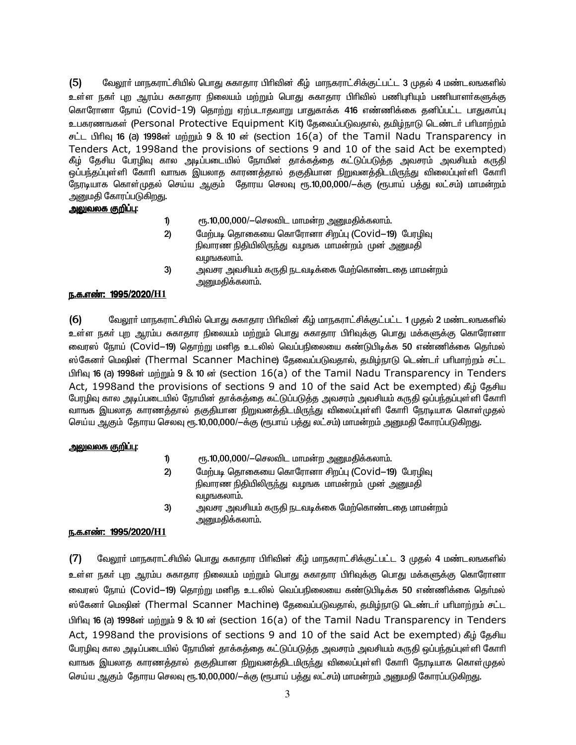(5) வேலூர் மாநகராட்சியில் பொது சுகாதார பிரிவின் கீழ் மாநகராட்சிக்குட்பட்ட 3 முதல் 4 மண்டலங்களில் உள்ள நகர் புற ஆரம்ப சுகாதார நிலையம் மற்றும் பொது சுகாதார பிரிவில் பணிபுரியும் பணியாளர்களுக்கு கொரோனா நோய் (Covid-19) தொற்று ஏற்படாதவாறு பாதுகாக்க 416 எண்ணிக்கை தனிப்பட்ட பாதுகாப்பு உபகரணங்கள் (Personal Protective Equipment Kit) தேவைப்படுவதால், தமிழ்நாடு டெண்டர் பரிமாற்றம் சட்ட பிரிவு 16 (a) 1998ன் மற்றும் 9 & 10 ன் (section 16(a) of the Tamil Nadu Transparency in Tenders Act, 1998and the provisions of sections 9 and 10 of the said Act be exempted) கீழ் தேசிய பேரழிவு கால அடிப்படையில் நோயின் தாக்கத்தை கட்டுப்படுத்த அவசரம் அவசியம் கருதி ஒப்பந்தப்புள்ளி கோரி வாஙக இயலாத காரணத்தால் தகுதியான நிறுவனத்திடமிருந்து விலைப்புள்ளி கோரி நேரடியாக கொள்முதல் செய்ய ஆகும் தோரய செலவு ரூ.10,00,000/—க்கு (ரூபாய் பத்து லட்சம்) மாமன்றம் அனுமதி கோரப்படுகிறது.

**அலுவலக குறிப்பு:**

1) ரூ.10,00,000/—செலவிட மாமன்ற அனுமதிக்கலாம்.
2) மேற்படி தொகையை கொரோனா சிறப்பு (Covid—19) பேரழிவு நிவாரண நிதியிலிருந்து வழஙக மாமன்றம் முன் அனுமதி வழஙகலாம்.
3) அவசர அவசியம் கருதி நடவடிக்கை மேற்கொண்டதை மாமன்றம் அனுமதிக்கலாம்.

**ந.க.எண்: 1995/2020/H1**

(6) வேலூர் மாநகராட்சியில் பொது சுகாதார பிரிவின் கீழ் மாநகராட்சிக்குட்பட்ட 1 முதல் 2 மண்டலங்களில் உள்ள நகர் புற ஆரம்ப சுகாதார நிலையம் மற்றும் பொது சுகாதார பிரிவுக்கு பொது மக்களுக்கு கொரோனா வைரஸ் நோய் (Covid—19) தொற்று மனித உடலில் வெப்பநிலையை கண்டுபிடிக்க 50 எண்ணிக்கை தெர்மல் ஸ்கேனர் மெஷின் (Thermal Scanner Machine) தேவைப்படுவதால், தமிழ்நாடு டெண்டர் பரிமாற்றம் சட்ட பிரிவு 16 (a) 1998ன் மற்றும் 9 & 10 ன் (section 16(a) of the Tamil Nadu Transparency in Tenders Act, 1998and the provisions of sections 9 and 10 of the said Act be exempted) கீழ் தேசிய பேரழிவு கால அடிப்படையில் நோயின் தாக்கத்தை கட்டுப்படுத்த அவசரம் அவசியம் கருதி ஒப்பந்தப்புள்ளி கோரி வாஙக இயலாத காரணத்தால் தகுதியான நிறுவனத்திடமிருந்து விலைப்புள்ளி கோரி நேரடியாக கொள்முதல் செய்ய ஆகும் தோரய செலவு ரூ.10,00,000/—க்கு (ரூபாய் பத்து லட்சம்) மாமன்றம் அனுமதி கோரப்படுகிறது.

**அலுவலக குறிப்பு:**

1) ரூ.10,00,000/—செலவிட மாமன்ற அனுமதிக்கலாம்.
2) மேற்படி தொகையை கொரோனா சிறப்பு (Covid—19) பேரழிவு நிவாரண நிதியிலிருந்து வழஙக மாமன்றம் முன் அனுமதி வழஙகலாம்.
3) அவசர அவசியம் கருதி நடவடிக்கை மேற்கொண்டதை மாமன்றம் அனுமதிக்கலாம்.

**ந.க.எண்: 1995/2020/H1**

(7) வேலூர் மாநகராட்சியில் பொது சுகாதார பிரிவின் கீழ் மாநகராட்சிக்குட்பட்ட 3 முதல் 4 மண்டலங்களில் உள்ள நகர் புற ஆரம்ப சுகாதார நிலையம் மற்றும் பொது சுகாதார பிரிவுக்கு பொது மக்களுக்கு கொரோனா வைரஸ் நோய் (Covid—19) தொற்று மனித உடலில் வெப்பநிலையை கண்டுபிடிக்க 50 எண்ணிக்கை தெர்மல் ஸ்கேனர் மெஷின் (Thermal Scanner Machine) தேவைப்படுவதால், தமிழ்நாடு டெண்டர் பரிமாற்றம் சட்ட பிரிவு 16 (a) 1998ன் மற்றும் 9 & 10 ன் (section 16(a) of the Tamil Nadu Transparency in Tenders Act, 1998and the provisions of sections 9 and 10 of the said Act be exempted) கீழ் தேசிய பேரழிவு கால அடிப்படையில் நோயின் தாக்கத்தை கட்டுப்படுத்த அவசரம் அவசியம் கருதி ஒப்பந்தப்புள்ளி கோரி வாஙக இயலாத காரணத்தால் தகுதியான நிறுவனத்திடமிருந்து விலைப்புள்ளி கோரி நேரடியாக கொள்முதல் செய்ய ஆகும் தோரய செலவு ரூ.10,00,000/—க்கு (ரூபாய் பத்து லட்சம்) மாமன்றம் அனுமதி கோரப்படுகிறது.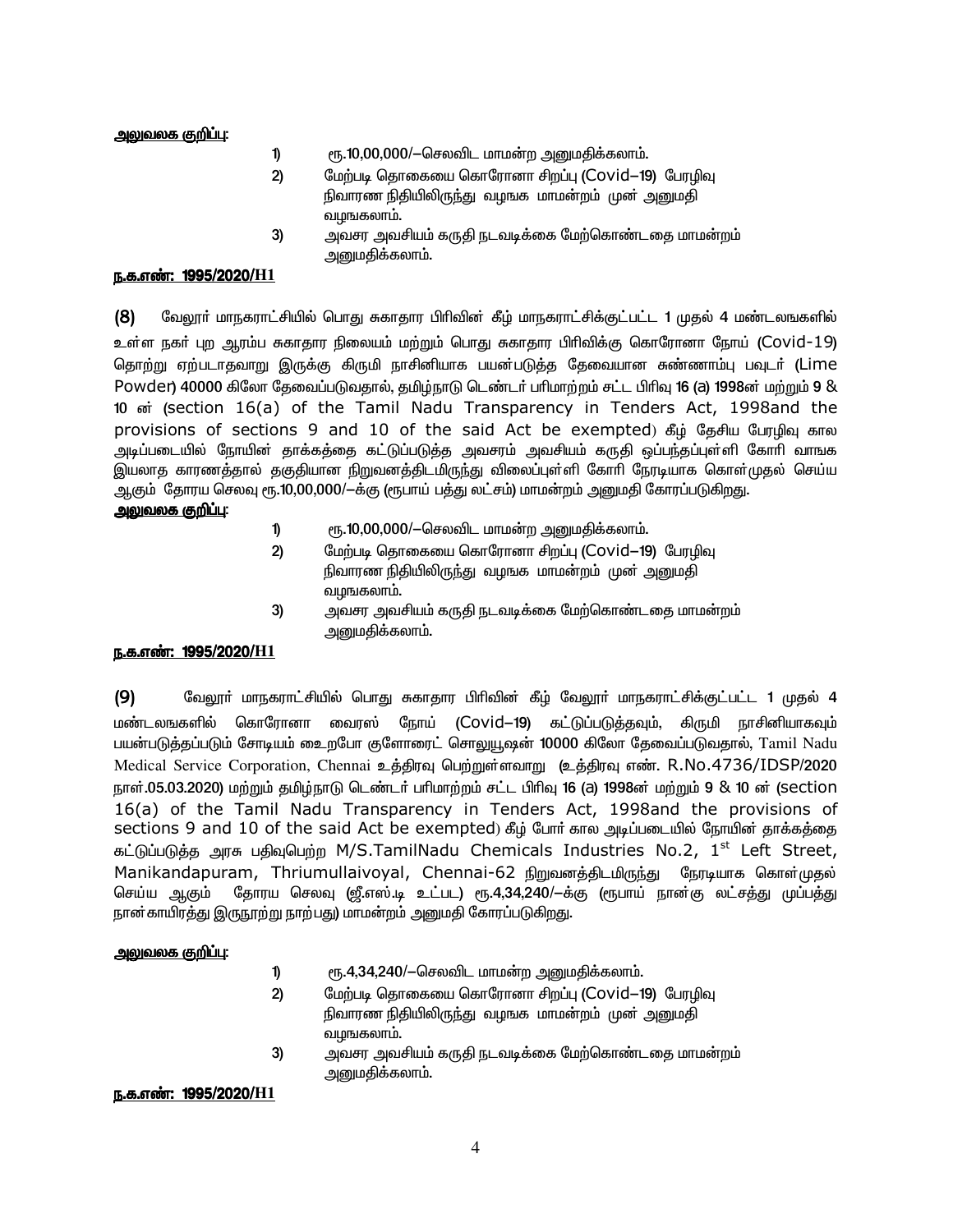**அலுவலக குறிப்பு:**

1) ரூ.10,00,000/–செலவிட மாமன்ற அனுமதிக்கலாம்.
2) மேற்படி தொகையை கொரோனா சிறப்பு (Covid–19) பேரழிவு நிவாரண நிதியிலிருந்து வழங்க மாமன்றம் முன் அனுமதி வழங்கலாம்.
3) அவசர அவசியம் கருதி நடவடிக்கை மேற்கொண்டதை மாமன்றம் அனுமதிக்கலாம்.

**ந.க.எண்: 1995/2020/H1**

**(8)** வேலூர் மாநகராட்சியில் பொது சுகாதார பிரிவின் கீழ் மாநகராட்சிக்குட்பட்ட 1 முதல் 4 மண்டலஙகளில் உள்ள நகர் புற ஆரம்ப சுகாதார நிலையம் மற்றும் பொது சுகாதார பிரிவிக்கு கொரோனா நோய் (Covid-19) தொற்று ஏற்படாதவாறு இருக்கு கிருமி நாசினியாக பயன்படுத்த தேவையான சுண்ணாம்பு பவுடர் (Lime Powder) 40000 கிலோ தேவைப்படுவதால், தமிழ்நாடு டெண்டர் பரிமாற்றம் சட்ட பிரிவு 16 (a) 1998ன் மற்றும் 9 & 10 ன் (section 16(a) of the Tamil Nadu Transparency in Tenders Act, 1998and the provisions of sections 9 and 10 of the said Act be exempted) கீழ் தேசிய பேரழிவு கால அடிப்படையில் நோயின் தாக்கத்தை கட்டுப்படுத்த அவசரம் அவசியம் கருதி ஒப்பந்தப்புள்ளி கோரி வாஙக இயலாத காரணத்தால் தகுதியான நிறுவனத்திடமிருந்து விலைப்புள்ளி கோரி நேரடியாக கொள்முதல் செய்ய ஆகும் தோரய செலவு ரூ.10,00,000/–க்கு (ரூபாய் பத்து லட்சம்) மாமன்றம் அனுமதி கோரப்படுகிறது.

**அலுவலக குறிப்பு:**

1) ரூ.10,00,000/–செலவிட மாமன்ற அனுமதிக்கலாம்.
2) மேற்படி தொகையை கொரோனா சிறப்பு (Covid–19) பேரழிவு நிவாரண நிதியிலிருந்து வழங்க மாமன்றம் முன் அனுமதி வழஙகலாம்.
3) அவசர அவசியம் கருதி நடவடிக்கை மேற்கொண்டதை மாமன்றம் அனுமதிக்கலாம்.

**ந.க.எண்: 1995/2020/H1**

**(9)** வேலூர் மாநகராட்சியில் பொது சுகாதார பிரிவின் கீழ் வேலூர் மாநகராட்சிக்குட்பட்ட 1 முதல் 4 மண்டலஙகளில் கொரோனா வைரஸ் நோய் (Covid–19) கட்டுப்படுத்தவும், கிருமி நாசினியாகவும் பயன்படுத்தப்படும் சோடியம் ஹைறபோ குளோரைட் சொலுயூஷன் 10000 கிலோ தேவைப்படுவதால், Tamil Nadu Medical Service Corporation, Chennai உத்திரவு பெற்றுள்ளவாறு (உத்திரவு எண். R.No.4736/IDSP/2020 நாள்.05.03.2020) மற்றும் தமிழ்நாடு டெண்டர் பரிமாற்றம் சட்ட பிரிவு 16 (a) 1998ன் மற்றும் 9 & 10 ன் (section 16(a) of the Tamil Nadu Transparency in Tenders Act, 1998and the provisions of sections 9 and 10 of the said Act be exempted) கீழ் போர் கால அடிப்படையில் நோயின் தாக்கத்தை கட்டுப்படுத்த அரசு பதிவுபெற்ற M/S.TamilNadu Chemicals Industries No.2, 1st Left Street, Manikandapuram, Thriumullaivoyal, Chennai-62 நிறுவனத்திடமிருந்து நேரடியாக கொள்முதல் செய்ய ஆகும் தோரய செலவு (ஜீ.எஸ்.டி உட்பட) ரூ.4,34,240/–க்கு (ரூபாய் நான்கு லட்சத்து முப்பத்து நான்காயிரத்து இருநூற்று நாற்பது) மாமன்றம் அனுமதி கோரப்படுகிறது.

**அலுவலக குறிப்பு:**

1) ரூ.4,34,240/–செலவிட மாமன்ற அனுமதிக்கலாம்.
2) மேற்படி தொகையை கொரோனா சிறப்பு (Covid–19) பேரழிவு நிவாரண நிதியிலிருந்து வழங்க மாமன்றம் முன் அனுமதி வழஙகலாம்.
3) அவசர அவசியம் கருதி நடவடிக்கை மேற்கொண்டதை மாமன்றம் அனுமதிக்கலாம்.

**ந.க.எண்: 1995/2020/H1**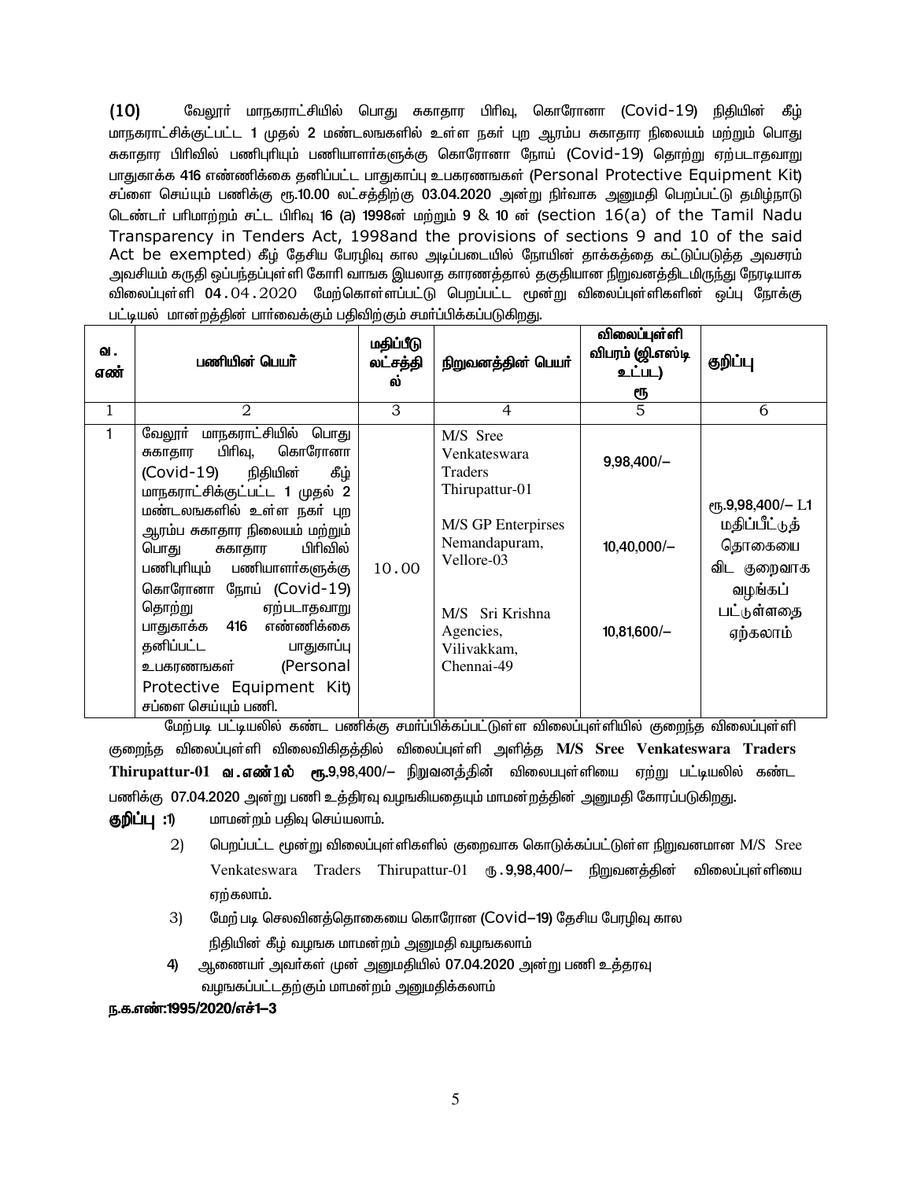**(10)** வேலூர் மாநகராட்சியில் பொது சுகாதார பிரிவு, கொரோனா (Covid-19) நிதியின் கீழ் மாநகராட்சிக்குட்பட்ட 1 முதல் 2 மண்டலங்களில் உள்ள நகர் புற ஆரம்ப சுகாதார நிலையம் மற்றும் பொது சுகாதார பிரிவில் பணிபுரியும் பணியாளர்களுக்கு கொரோனா நோய் (Covid-19) தொற்று ஏற்படாதவாறு பாதுகாக்க 416 எண்ணிக்கை தனிப்பட்ட பாதுகாப்பு உபகரணங்கள் (Personal Protective Equipment Kit) சப்ளை செய்யும் பணிக்கு ரூ.10.00 லட்சத்திற்கு 03.04.2020 அன்று நிர்வாக அனுமதி பெறப்பட்டு தமிழ்நாடு டெண்டர் பரிமாற்றம் சட்ட பிரிவு 16 (a) 1998ன் மற்றும் 9 & 10 ன் (section 16(a) of the Tamil Nadu Transparency in Tenders Act, 1998and the provisions of sections 9 and 10 of the said Act be exempted) கீழ் தேசிய பேரழிவு கால அடிப்படையில் நோயின் தாக்கத்தை கட்டுப்படுத்த அவசரம் அவசியம் கருதி ஒப்பந்தப்புள்ளி கோரி வாங்க இயலாத காரணத்தால் தகுதியான நிறுவனத்திடமிருந்து நேரடியாக விலைப்புள்ளி 04.04.2020 மேற்கொள்ளப்பட்டு பெறப்பட்ட மூன்று விலைப்புள்ளிகளின் ஒப்பு நோக்கு பட்டியல் மாமன்றத்தின் பார்வைக்கும் பதிவிற்கும் சமர்ப்பிக்கப்படுகிறது.

| வ. எண் | பணியின் பெயர் | மதிப்பீடு லட்சத்தில் | நிறுவனத்தின் பெயர் | விலைப்புள்ளி விபரம் (ஜி.எஸ்டி உட்பட) ரூ | குறிப்பு |
|---|---|---|---|---|---|
| 1 | 2 | 3 | 4 | 5 | 6 |
| 1 | வேலூர் மாநகராட்சியில் பொது சுகாதார பிரிவு, கொரோனா (Covid-19) நிதியின் கீழ் மாநகராட்சிக்குட்பட்ட 1 முதல் 2 மண்டலங்களில் உள்ள நகர் புற ஆரம்ப சுகாதார நிலையம் மற்றும் பொது சுகாதார பிரிவில் பணிபுரியும் பணியாளர்களுக்கு கொரோனா நோய் (Covid-19) தொற்று ஏற்படாதவாறு பாதுகாக்க 416 எண்ணிக்கை தனிப்பட்ட பாதுகாப்பு உபகரணங்கள் (Personal Protective Equipment Kit) சப்ளை செய்யும் பணி. | 10.00 | M/S Sree Venkateswara Traders Thirupattur-01<br><br>M/S GP Enterpirses Nemandapuram, Vellore-03<br><br>M/S Sri Krishna Agencies, Vilivakkam, Chennai-49 | 9,98,400/-<br><br>10,40,000/-<br><br>10,81,600/- | ரூ.9,98,400/- L1 மதிப்பீட்டுத் தொகையை விட குறைவாக வழங்கப் பட்டுள்ளதை ஏற்கலாம் |

மேற்படி பட்டியலில் கண்ட பணிக்கு சமர்ப்பிக்கப்பட்டுள்ள விலைப்புள்ளியில் குறைந்த விலைப்புள்ளி குறைந்த விலைப்புள்ளி விலைவிகிதத்தில் விலைப்புள்ளி அளித்த **M/S Sree Venkateswara Traders Thirupattur-01 வ.எண்1ல் ரூ.**9,98,400/- நிறுவனத்தின் விலைபபுள்ளியை ஏற்று பட்டியலில் கண்ட பணிக்கு 07.04.2020 அன்று பணி உத்திரவு வழஙகியதையும் மாமன்றத்தின் அனுமதி கோரப்படுகிறது.

**குறிப்பு :**

1) மாமன்றம் பதிவு செய்யலாம்.
2) பெறப்பட்ட மூன்று விலைப்புள்ளிகளில் குறைவாக கொடுக்கப்பட்டுள்ள நிறுவனமான M/S Sree Venkateswara Traders Thirupattur-01 ரூ.9,98,400/- நிறுவனத்தின் விலைப்புள்ளியை ஏற்கலாம்.
3) மேற்படி செலவினத்தொகையை கொரோன (Covid-19) தேசிய பேரழிவு கால நிதியின் கீழ் வழஙக மாமன்றம் அனுமதி வழஙகலாம்
4) ஆணையர் அவர்கள் முன் அனுமதியில் 07.04.2020 அன்று பணி உத்தரவு வழஙகப்பட்டதற்கும் மாமன்றம் அனுமதிக்கலாம்

**ந.க.எண்:1995/2020/எச்1-3**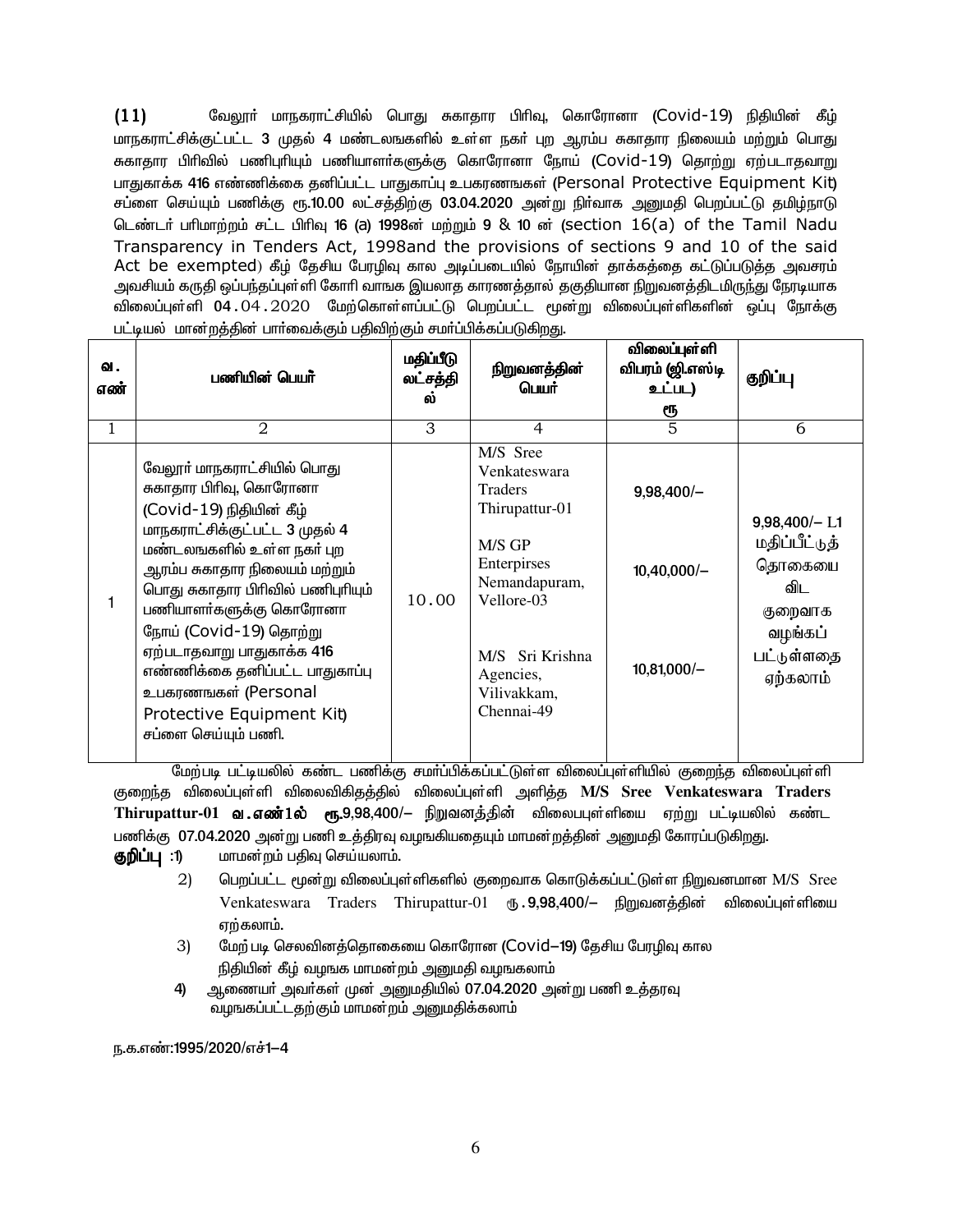(11) வேலூர் மாநகராட்சியில் பொது சுகாதார பிரிவு, கொரோனா (Covid-19) நிதியின் கீழ் மாநகராட்சிக்குட்பட்ட 3 முதல் 4 மண்டலங்களில் உள்ள நகர் புற ஆரம்ப சுகாதார நிலையம் மற்றும் பொது சுகாதார பிரிவில் பணிபுரியும் பணியாளர்களுக்கு கொரோனா நோய் (Covid-19) தொற்று ஏற்படாதவாறு பாதுகாக்க 416 எண்ணிக்கை தனிப்பட்ட பாதுகாப்பு உபகரணங்கள் (Personal Protective Equipment Kit) சப்ளை செய்யும் பணிக்கு ரூ.10.00 லட்சத்திற்கு 03.04.2020 அன்று நிர்வாக அனுமதி பெறப்பட்டு தமிழ்நாடு டெண்டர் பரிமாற்றம் சட்ட பிரிவு 16 (a) 1998ன் மற்றும் 9 & 10 ன் (section 16(a) of the Tamil Nadu Transparency in Tenders Act, 1998and the provisions of sections 9 and 10 of the said Act be exempted) கீழ் தேசிய பேரழிவு கால அடிப்படையில் நோயின் தாக்கத்தை கட்டுப்படுத்த அவசரம் அவசியம் கருதி ஒப்பந்தப்புள்ளி கோரி வாங்க இயலாத காரணத்தால் தகுதியான நிறுவனத்திடமிருந்து நேரடியாக விலைப்புள்ளி 04.04.2020 மேற்கொள்ளப்பட்டு பெறப்பட்ட மூன்று விலைப்புள்ளிகளின் ஒப்பு நோக்கு பட்டியல் மான்றத்தின் பார்வைக்கும் பதிவிற்கும் சமர்ப்பிக்கப்படுகிறது.

| வ. எண் | பணியின் பெயர் | மதிப்பீடு லட்சத்தில் | நிறுவனத்தின் பெயர் | விலைப்புள்ளி விபரம் (ஜி.எஸ்டி உட்பட) ரூ | குறிப்பு |
|---|---|---|---|---|---|
| 1 | 2 | 3 | 4 | 5 | 6 |
| 1 | வேலூர் மாநகராட்சியில் பொது சுகாதார பிரிவு, கொரோனா (Covid-19) நிதியின் கீழ் மாநகராட்சிக்குட்பட்ட 3 முதல் 4 மண்டலங்களில் உள்ள நகர் புற ஆரம்ப சுகாதார நிலையம் மற்றும் பொது சுகாதார பிரிவில் பணிபுரியும் பணியாளர்களுக்கு கொரோனா நோய் (Covid-19) தொற்று ஏற்படாதவாறு பாதுகாக்க 416 எண்ணிக்கை தனிப்பட்ட பாதுகாப்பு உபகரணங்கள் (Personal Protective Equipment Kit) சப்ளை செய்யும் பணி. | 10.00 | M/S Sree Venkateswara Traders Thirupattur-01<br><br>M/S GP Enterpirses Nemandapuram, Vellore-03<br><br>M/S Sri Krishna Agencies, Vilivakkam, Chennai-49 | 9,98,400/–<br><br>10,40,000/–<br><br>10,81,000/– | 9,98,400/– L1 மதிப்பீட்டுத் தொகையை விட குறைவாக வழங்கப் பட்டுள்ளதை ஏற்கலாம் |

மேற்படி பட்டியலில் கண்ட பணிக்கு சமர்ப்பிக்கப்பட்டுள்ள விலைப்புள்ளியில் குறைந்த விலைப்புள்ளி குறைந்த விலைப்புள்ளி விலைவிகிதத்தில் விலைப்புள்ளி அளித்த **M/S Sree Venkateswara Traders Thirupattur-01 வ.எண்1ல் ரூ.**9,98,400/– நிறுவனத்தின் விலைபுள்ளியை ஏற்று பட்டியலில் கண்ட பணிக்கு 07.04.2020 அன்று பணி உத்திரவு வழங்கியதையும் மாமன்றத்தின் அனுமதி கோரப்படுகிறது.

**குறிப்பு** :1) மாமன்றம் பதிவு செய்யலாம்.

2) பெறப்பட்ட மூன்று விலைப்புள்ளிகளில் குறைவாக கொடுக்கப்பட்டுள்ள நிறுவனமான M/S Sree Venkateswara Traders Thirupattur-01 ரூ.9,98,400/– நிறுவனத்தின் விலைப்புள்ளியை ஏற்கலாம்.

3) மேற் படி செலவினத்தொகையை கொரோன (Covid–19) தேசிய பேரழிவு கால நிதியின் கீழ் வழஙக மாமன்றம் அனுமதி வழஙகலாம்

4) ஆணையர் அவர்கள் முன் அனுமதியில் 07.04.2020 அன்று பணி உத்தரவு வழஙகப்பட்டதற்கும் மாமன்றம் அனுமதிக்கலாம்

ந.க.எண்:1995/2020/எச்1–4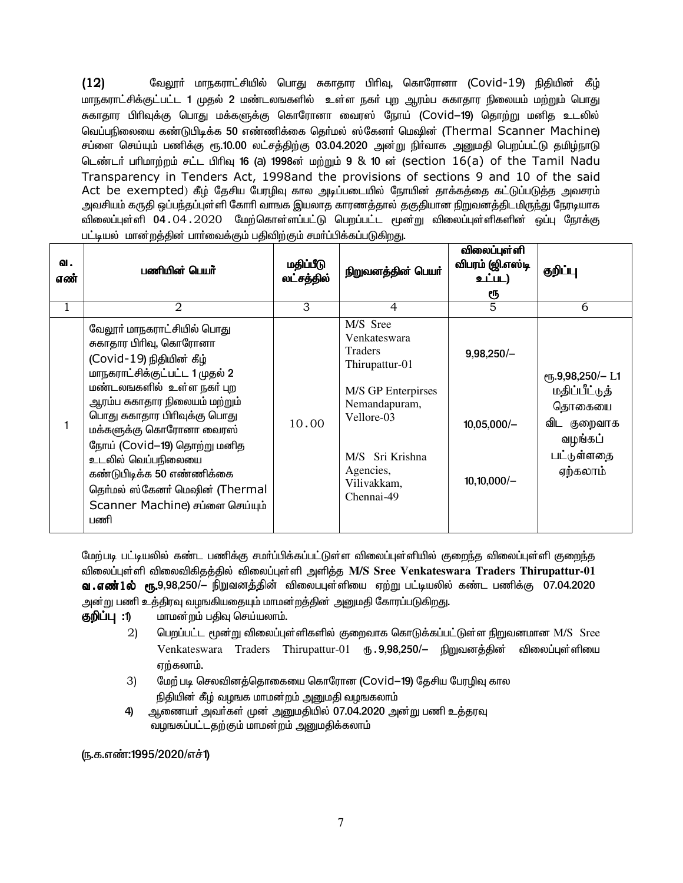(12) வேலூர் மாநகராட்சியில் பொது சுகாதார பிரிவு, கொரோனா (Covid-19) நிதியின் கீழ் மாநகராட்சிக்குட்பட்ட 1 முதல் 2 மண்டலங்களில் உள்ள நகர் புற ஆரம்ப சுகாதார நிலையம் மற்றும் பொது சுகாதார பிரிவுக்கு பொது மக்களுக்கு கொரோனா வைரஸ் நோய் (Covid–19) தொற்று மனித உடலில் வெப்பநிலையை கண்டுபிடிக்க 50 எண்ணிக்கை தெர்மல் ஸ்கேனர் மெஷின் (Thermal Scanner Machine) சப்ளை செய்யும் பணிக்கு ரூ.10.00 லட்சத்திற்கு 03.04.2020 அன்று நிர்வாக அனுமதி பெறப்பட்டு தமிழ்நாடு டெண்டர் பரிமாற்றம் சட்ட பிரிவு 16 (a) 1998ன் மற்றும் 9 & 10 ன் (section 16(a) of the Tamil Nadu Transparency in Tenders Act, 1998and the provisions of sections 9 and 10 of the said Act be exempted) கீழ் தேசிய பேரழிவு கால அடிப்படையில் நோயின் தாக்கத்தை கட்டுப்படுத்த அவசரம் அவசியம் கருதி ஒப்பந்தப்புள்ளி கோரி வாஙக இயலாத காரணத்தால் தகுதியான நிறுவனத்திடமிருந்து நேரடியாக விலைப்புள்ளி 04.04.2020 மேற்கொள்ளப்பட்டு பெறப்பட்ட மூன்று விலைப்புள்ளிகளின் ஒப்பு நோக்கு பட்டியல் மான்றத்தின் பார்வைக்கும் பதிவிற்கும் சமர்ப்பிக்கப்படுகிறது.

| வ. எண் | பணியின் பெயர் | மதிப்பீடு லட்சத்தில் | நிறுவனத்தின் பெயர் | விலைப்புள்ளி விபரம் (ஜி.எஸ்டி உட்பட) ரூ | குறிப்பு |
|---|---|---|---|---|---|
| 1 | 2 | 3 | 4 | 5 | 6 |
| 1 | வேலூர் மாநகராட்சியில் பொது சுகாதார பிரிவு, கொரோனா (Covid-19) நிதியின் கீழ் மாநகராட்சிக்குட்பட்ட 1 முதல் 2 மண்டலங்களில் உள்ள நகர் புற ஆரம்ப சுகாதார நிலையம் மற்றும் பொது சுகாதார பிரிவுக்கு பொது மக்களுக்கு கொரோனா வைரஸ் நோய் (Covid–19) தொற்று மனித உடலில் வெப்பநிலையை கண்டுபிடிக்க 50 எண்ணிக்கை தெர்மல் ஸ்கேனர் மெஷின் (Thermal Scanner Machine) சப்ளை செய்யும் பணி | 10.00 | M/S Sree Venkateswara Traders Thirupattur-01<br><br>M/S GP Enterpirses Nemandapuram, Vellore-03<br><br>M/S Sri Krishna Agencies, Vilivakkam, Chennai-49 | 9,98,250/–<br><br>10,05,000/–<br><br>10,10,000/– | ரூ.9,98,250/– L1 மதிப்பீட்டுத் தொகையை விட குறைவாக வழங்கப் பட்டுள்ளதை ஏற்கலாம் |

மேற்படி பட்டியலில் கண்ட பணிக்கு சமர்ப்பிக்கப்பட்டுள்ள விலைப்புள்ளியில் குறைந்த விலைப்புள்ளி குறைந்த விலைப்புள்ளி விலைவிகிதத்தில் விலைப்புள்ளி அளித்த **M/S Sree Venkateswara Traders Thirupattur-01 வ.எண்1ல் ரூ.**9,98,250/– நிறுவனத்தின் விலைபுள்ளியை ஏற்று பட்டியலில் கண்ட பணிக்கு 07.04.2020 அன்று பணி உத்திரவு வழங்கியதையும் மாமன்றத்தின் அனுமதி கோரப்படுகிறது.

**குறிப்பு :1)** மாமன்றம் பதிவு செய்யலாம்.

2) பெறப்பட்ட மூன்று விலைப்புள்ளிகளில் குறைவாக கொடுக்கப்பட்டுள்ள நிறுவனமான M/S Sree Venkateswara Traders Thirupattur-01 ரூ.9,98,250/– நிறுவனத்தின் விலைப்புள்ளியை ஏற்கலாம்.

3) மேற் படி செலவினத்தொகையை கொரோன (Covid–19) தேசிய பேரழிவு கால நிதியின் கீழ் வழங்க மாமன்றம் அனுமதி வழங்கலாம்

4) ஆணையர் அவர்கள் முன் அனுமதியில் 07.04.2020 அன்று பணி உத்தரவு வழங்கப்பட்டதற்கும் மாமன்றம் அனுமதிக்கலாம்

(ந.க.எண்:1995/2020/எச்1)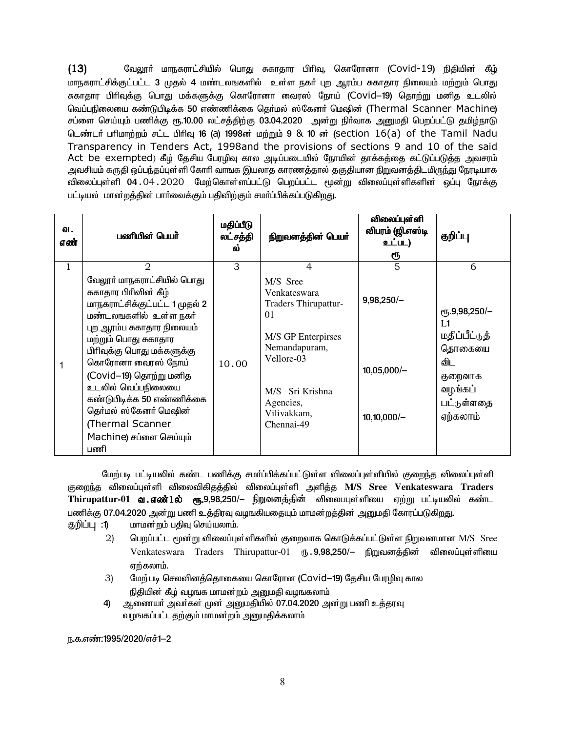(13) வேலூர் மாநகராட்சியில் பொது சுகாதார பிரிவு, கொரோனா (Covid-19) நிதியின் கீழ் மாநகராட்சிக்குட்பட்ட 3 முதல் 4 மண்டலங்களில் உள்ள நகர் புற ஆரம்ப சுகாதார நிலையம் மற்றும் பொது சுகாதார பிரிவுக்கு பொது மக்களுக்கு கொரோனா வைரஸ் நோய் (Covid–19) தொற்று மனித உடலில் வெப்பநிலையை கண்டுபிடிக்க 50 எண்ணிக்கை தெர்மல் ஸ்கேனர் மெஷின் (Thermal Scanner Machine) சப்ளை செய்யும் பணிக்கு ரூ.10.00 லட்சத்திற்கு 03.04.2020 அன்று நிர்வாக அனுமதி பெறப்பட்டு தமிழ்நாடு டெண்டர் பரிமாற்றம் சட்ட பிரிவு 16 (a) 1998ன் மற்றும் 9 & 10 ன் (section 16(a) of the Tamil Nadu Transparency in Tenders Act, 1998and the provisions of sections 9 and 10 of the said Act be exempted) கீழ் தேசிய பேரழிவு கால அடிப்படையில் நோயின் தாக்கத்தை கட்டுப்படுத்த அவசரம் அவசியம் கருதி ஒப்பந்தப்புள்ளி கோரி வாஙக இயலாத காரணத்தால் தகுதியான நிறுவனத்திடமிருந்து நேரடியாக விலைப்புள்ளி 04.04.2020 மேற்கொள்ளப்பட்டு பெறப்பட்ட மூன்று விலைப்புள்ளிகளின் ஒப்பு நோக்கு பட்டியல் மான்றத்தின் பார்வைக்கும் பதிவிற்கும் சமர்ப்பிக்கப்படுகிறது.

| வ. எண் | பணியின் பெயர் | மதிப்பீடு லட்சத்தில் | நிறுவனத்தின் பெயர் | விலைப்புள்ளி விபரம் (ஜி.எஸ்டி உட்பட) ரூ | குறிப்பு |
|---|---|---|---|---|---|
| 1 | 2 | 3 | 4 | 5 | 6 |
| 1 | வேலூர் மாநகராட்சியில் பொது சுகாதார பிரிவின் கீழ் மாநகராட்சிக்குட்பட்ட 1 முதல் 2 மண்டலங்களில் உள்ள நகர் புற ஆரம்ப சுகாதார நிலையம் மற்றும் பொது சுகாதார பிரிவுக்கு பொது மக்களுக்கு கொரோனா வைரஸ் நோய் (Covid–19) தொற்று மனித உடலில் வெப்பநிலையை கண்டுபிடிக்க 50 எண்ணிக்கை தெர்மல் ஸ்கேனர் மெஷின் (Thermal Scanner Machine) சப்ளை செய்யும் பணி | 10.00 | M/S Sree Venkateswara Traders Thirupattur-01<br><br>M/S GP Enterpirses Nemandapuram, Vellore-03<br><br>M/S Sri Krishna Agencies, Vilivakkam, Chennai-49 | 9,98,250/–<br><br>10,05,000/–<br><br>10,10,000/– | ரூ.9,98,250/– L1 மதிப்பீட்டுத் தொகையை விட குறைவாக வழங்கப் பட்டுள்ளதை ஏற்கலாம் |

மேற்படி பட்டியலில் கண்ட பணிக்கு சமர்ப்பிக்கப்பட்டுள்ள விலைப்புள்ளியில் குறைந்த விலைப்புள்ளி குறைந்த விலைப்புள்ளி விலைவிகிதத்தில் விலைப்புள்ளி அளித்த **M/S Sree Venkateswara Traders Thirupattur-01 வ.எண்1ல் ரூ.**9,98,250/– நிறுவனத்தின் விலைபுள்ளியை ஏற்று பட்டியலில் கண்ட பணிக்கு 07.04.2020 அன்று பணி உத்திரவு வழஙகியதையும் மாமன்றத்தின் அனுமதி கோரப்படுகிறது.

குறிப்பு :1) மாமன்றம் பதிவு செய்யலாம்.

2) பெறப்பட்ட மூன்று விலைப்புள்ளிகளில் குறைவாக கொடுக்கப்பட்டுள்ள நிறுவனமான M/S Sree Venkateswara Traders Thirupattur-01 ரூ.9,98,250/– நிறுவனத்தின் விலைப்புள்ளியை ஏற்கலாம்.

3) மேற் படி செலவினத்தொகையை கொரோன (Covid–19) தேசிய பேரழிவு கால நிதியின் கீழ் வழஙக மாமன்றம் அனுமதி வழஙகலாம்

4) ஆணையர் அவர்கள் முன் அனுமதியில் 07.04.2020 அன்று பணி உத்தரவு வழஙகப்பட்டதற்கும் மாமன்றம் அனுமதிக்கலாம்

ந.க.எண்:1995/2020/எச்1–2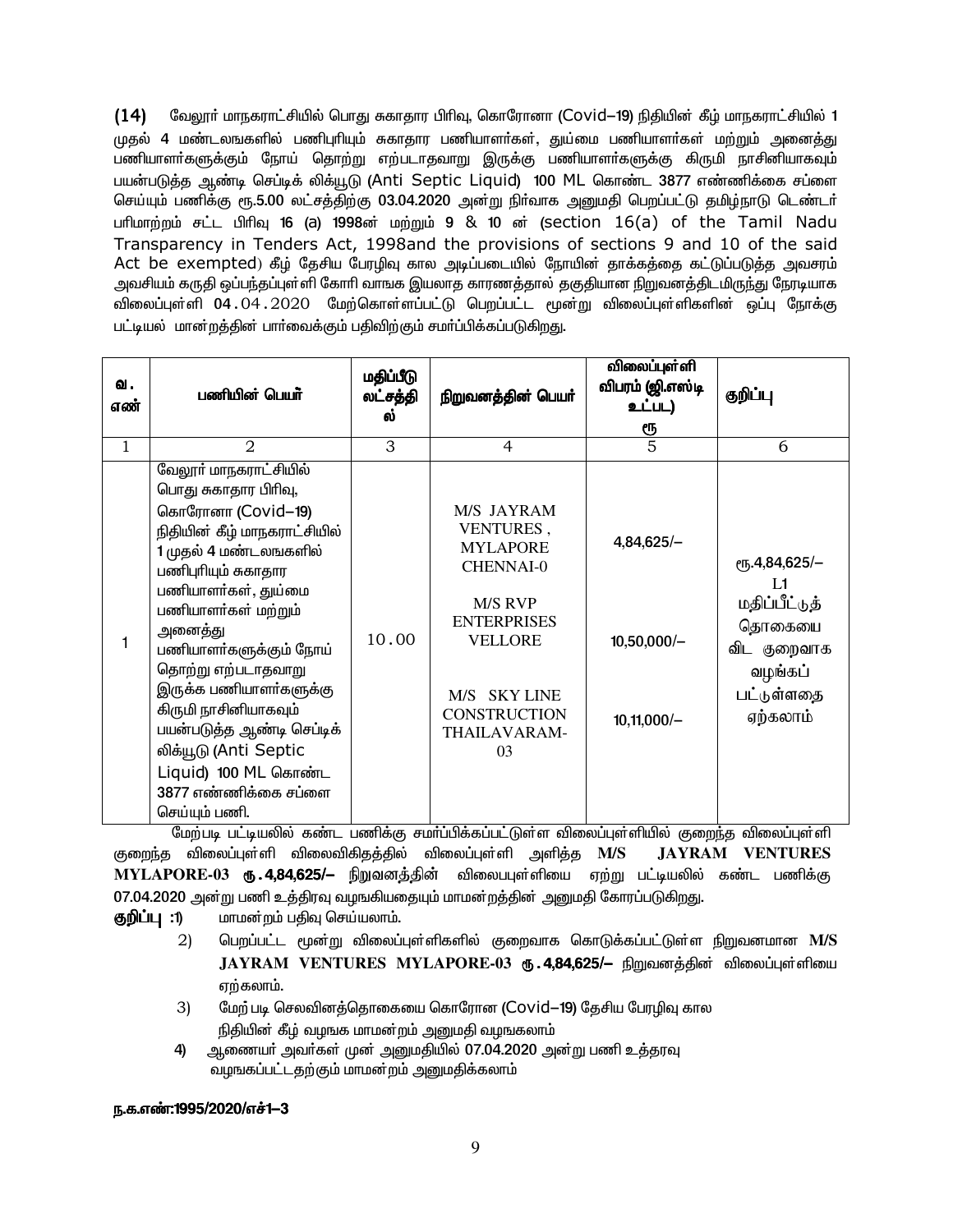(14) வேலூர் மாநகராட்சியில் பொது சுகாதார பிரிவு, கொரோனா (Covid–19) நிதியின் கீழ் மாநகராட்சியில் 1 முதல் 4 மண்டலங்களில் பணிபுரியும் சுகாதார பணியாளர்கள், துய்மை பணியாளர்கள் மற்றும் அனைத்து பணியாளர்களுக்கும் நோய் தொற்று எற்படாதவாறு இருக்கு பணியாளர்களுக்கு கிருமி நாசினியாகவும் பயன்படுத்த ஆண்டி செப்டிக் லிக்யூடு (Anti Septic Liquid) 100 ML கொண்ட 3877 எண்ணிக்கை சப்ளை செய்யும் பணிக்கு ரூ.5.00 லட்சத்திற்கு 03.04.2020 அன்று நிர்வாக அனுமதி பெறப்பட்டு தமிழ்நாடு டெண்டர் பரிமாற்றம் சட்ட பிரிவு 16 (a) 1998ன் மற்றும் 9 & 10 ன் (section 16(a) of the Tamil Nadu Transparency in Tenders Act, 1998and the provisions of sections 9 and 10 of the said Act be exempted) கீழ் தேசிய பேரழிவு கால அடிப்படையில் நோயின் தாக்கத்தை கட்டுப்படுத்த அவசரம் அவசியம் கருதி ஒப்பந்தப்புள்ளி கோரி வாஙக இயலாத காரணத்தால் தகுதியான நிறுவனத்திடமிருந்து நேரடியாக விலைப்புள்ளி 04.04.2020 மேற்கொள்ளப்பட்டு பெறப்பட்ட மூன்று விலைப்புள்ளிகளின் ஒப்பு நோக்கு பட்டியல் மான்றத்தின் பார்வைக்கும் பதிவிற்கும் சமர்ப்பிக்கப்படுகிறது.

| வ. எண் | பணியின் பெயர் | மதிப்பீடு லட்சத்தில் | நிறுவனத்தின் பெயர் | விலைப்புள்ளி விபரம் (ஜி.எஸ்டி உட்பட) ரூ | குறிப்பு |
|---|---|---|---|---|---|
| 1 | 2 | 3 | 4 | 5 | 6 |
| 1 | வேலூர் மாநகராட்சியில் பொது சுகாதார பிரிவு, கொரோனா (Covid–19) நிதியின் கீழ் மாநகராட்சியில் 1 முதல் 4 மண்டலங்களில் பணிபுரியும் சுகாதார பணியாளர்கள், துய்மை பணியாளர்கள் மற்றும் அனைத்து பணியாளர்களுக்கும் நோய் தொற்று எற்படாதவாறு இருக்க பணியாளர்களுக்கு கிருமி நாசினியாகவும் பயன்படுத்த ஆண்டி செப்டிக் லிக்யூடு (Anti Septic Liquid) 100 ML கொண்ட 3877 எண்ணிக்கை சப்ளை செய்யும் பணி. | 10.00 | M/S JAYRAM VENTURES, MYLAPORE CHENNAI-0<br><br>M/S RVP ENTERPRISES VELLORE<br><br>M/S SKY LINE CONSTRUCTION THAILAVARAM-03 | 4,84,625/–<br><br>10,50,000/–<br><br>10,11,000/– | ரூ.4,84,625/– L1 மதிப்பீட்டுத் தொகையை விட குறைவாக வழங்கப் பட்டுள்ளதை ஏற்கலாம் |

மேற்படி பட்டியலில் கண்ட பணிக்கு சமர்ப்பிக்கப்பட்டுள்ள விலைப்புள்ளியில் குறைந்த விலைப்புள்ளி குறைந்த விலைப்புள்ளி விலைவிகிதத்தில் விலைப்புள்ளி அளித்த **M/S JAYRAM VENTURES MYLAPORE-03 ரூ.4,84,625/–** நிறுவனத்தின் விலைபுள்ளியை ஏற்று பட்டியலில் கண்ட பணிக்கு 07.04.2020 அன்று பணி உத்திரவு வழஙகியதையும் மாமன்றத்தின் அனுமதி கோரப்படுகிறது.

**குறிப்பு :1)** மாமன்றம் பதிவு செய்யலாம்.

2) பெறப்பட்ட மூன்று விலைப்புள்ளிகளில் குறைவாக கொடுக்கப்பட்டுள்ள நிறுவனமான **M/S JAYRAM VENTURES MYLAPORE-03 ரூ.4,84,625/–** நிறுவனத்தின் விலைப்புள்ளியை ஏற்கலாம்.

3) மேற் படி செலவினத்தொகையை கொரோன (Covid–19) தேசிய பேரழிவு கால நிதியின் கீழ் வழஙக மாமன்றம் அனுமதி வழஙகலாம்

4) ஆணையர் அவர்கள் முன் அனுமதியில் 07.04.2020 அன்று பணி உத்தரவு வழஙகப்பட்டதற்கும் மாமன்றம் அனுமதிக்கலாம்

**ந.க.எண்:1995/2020/எச்1–3**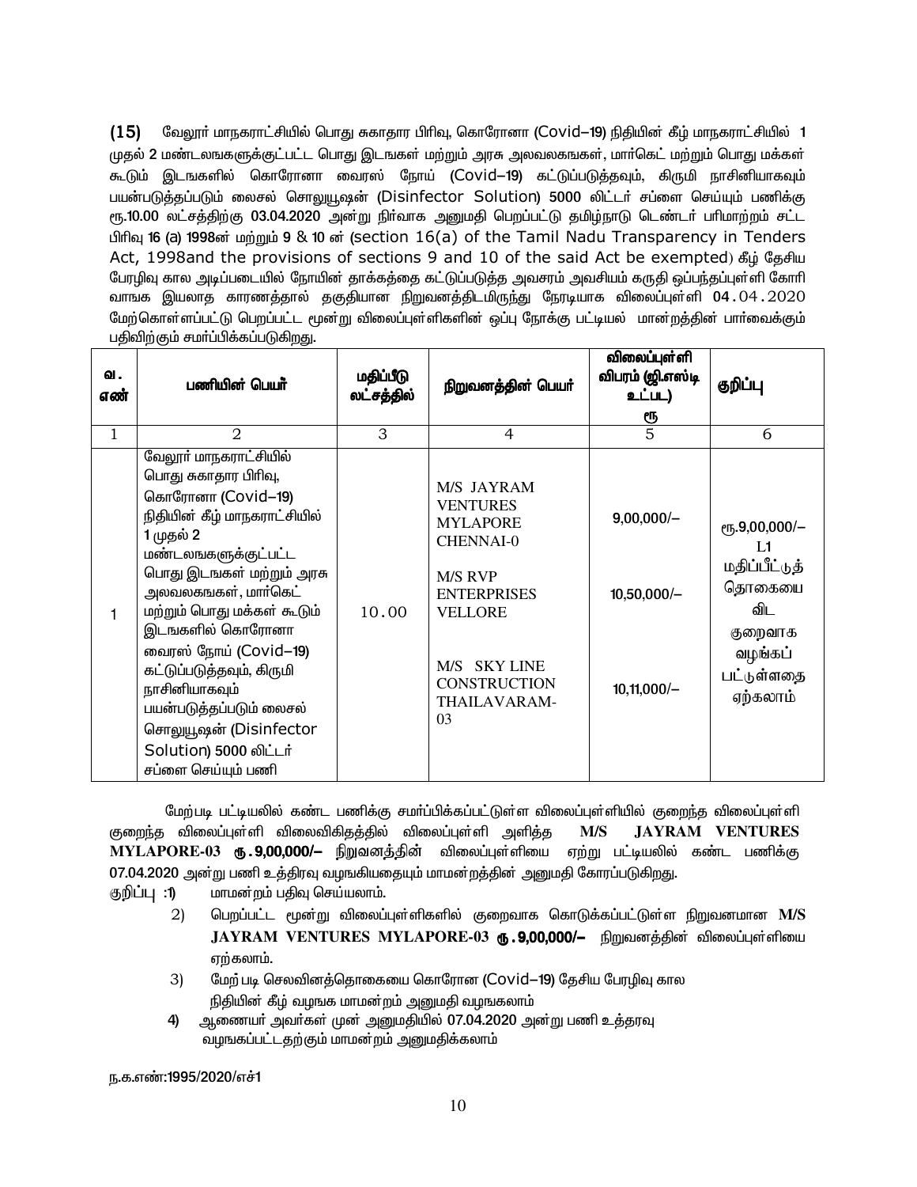(15) வேலூர் மாநகராட்சியில் பொது சுகாதார பிரிவு, கொரோனா (Covid–19) நிதியின் கீழ் மாநகராட்சியில் 1 முதல் 2 மண்டலங்களுக்குட்பட்ட பொது இடங்கள் மற்றும் அரசு அலவலகங்கள், மார்கெட் மற்றும் பொது மக்கள் கூடும் இடங்களில் கொரோனா வைரஸ் நோய் (Covid–19) கட்டுப்படுத்தவும், கிருமி நாசினியாகவும் பயன்படுத்தப்படும் லைசல் சொலுயூஷன் (Disinfector Solution) 5000 லிட்டர் சப்ளை செய்யும் பணிக்கு ரூ.10.00 லட்சத்திற்கு 03.04.2020 அன்று நிர்வாக அனுமதி பெறப்பட்டு தமிழ்நாடு டெண்டர் பரிமாற்றம் சட்ட பிரிவு 16 (a) 1998ன் மற்றும் 9 & 10 ன் (section 16(a) of the Tamil Nadu Transparency in Tenders Act, 1998and the provisions of sections 9 and 10 of the said Act be exempted) கீழ் தேசிய பேரழிவு கால அடிப்படையில் நோயின் தாக்கத்தை கட்டுப்படுத்த அவசரம் அவசியம் கருதி ஒப்பந்தப்புள்ளி கோரி வாங்க இயலாத காரணத்தால் தகுதியான நிறுவனத்திடமிருந்து நேரடியாக விலைப்புள்ளி 04.04.2020 மேற்கொள்ளப்பட்டு பெறப்பட்ட மூன்று விலைப்புள்ளிகளின் ஒப்பு நோக்கு பட்டியல் மான்றத்தின் பார்வைக்கும் பதிவிற்கும் சமர்ப்பிக்கப்படுகிறது.

| வ. எண் | பணியின் பெயர் | மதிப்பீடு லட்சத்தில் | நிறுவனத்தின் பெயர் | விலைப்புள்ளி விபரம் (ஜி.எஸ்டி உட்பட) ரூ | குறிப்பு |
|---|---|---|---|---|---|
| 1 | 2 | 3 | 4 | 5 | 6 |
| 1 | வேலூர் மாநகராட்சியில் பொது சுகாதார பிரிவு, கொரோனா (Covid–19) நிதியின் கீழ் மாநகராட்சியில் 1 முதல் 2 மண்டலங்களுக்குட்பட்ட பொது இடங்கள் மற்றும் அரசு அலவலகங்கள், மார்கெட் மற்றும் பொது மக்கள் கூடும் இடங்களில் கொரோனா வைரஸ் நோய் (Covid–19) கட்டுப்படுத்தவும், கிருமி நாசினியாகவும் பயன்படுத்தப்படும் லைசல் சொலுயூஷன் (Disinfector Solution) 5000 லிட்டர் சப்ளை செய்யும் பணி | 10.00 | M/S JAYRAM VENTURES MYLAPORE CHENNAI-0<br><br>M/S RVP ENTERPRISES VELLORE<br><br>M/S SKY LINE CONSTRUCTION THAILAVARAM-03 | 9,00,000/–<br><br>10,50,000/–<br><br>10,11,000/– | ரூ.9,00,000/– L1 மதிப்பீட்டுத் தொகையை விட குறைவாக வழங்கப் பட்டுள்ளதை ஏற்கலாம் |

மேற்படி பட்டியலில் கண்ட பணிக்கு சமர்ப்பிக்கப்பட்டுள்ள விலைப்புள்ளியில் குறைந்த விலைப்புள்ளி குறைந்த விலைப்புள்ளி விலைவிகிதத்தில் விலைப்புள்ளி அளித்த **M/S JAYRAM VENTURES MYLAPORE-03 ரூ.9,00,000/–** நிறுவனத்தின் விலைப்புள்ளியை ஏற்று பட்டியலில் கண்ட பணிக்கு 07.04.2020 அன்று பணி உத்திரவு வழங்கியதையும் மாமன்றத்தின் அனுமதி கோரப்படுகிறது.

குறிப்பு :1) மாமன்றம் பதிவு செய்யலாம்.

2) பெறப்பட்ட மூன்று விலைப்புள்ளிகளில் குறைவாக கொடுக்கப்பட்டுள்ள நிறுவனமான **M/S JAYRAM VENTURES MYLAPORE-03 ரூ.9,00,000/–** நிறுவனத்தின் விலைப்புள்ளியை ஏற்கலாம்.

3) மேற்படி செலவினத்தொகையை கொரோன (Covid–19) தேசிய பேரழிவு கால நிதியின் கீழ் வழங்க மாமன்றம் அனுமதி வழஙகலாம்

4) ஆணையர் அவர்கள் முன் அனுமதியில் 07.04.2020 அன்று பணி உத்தரவு வழஙகப்பட்டதற்கும் மாமன்றம் அனுமதிக்கலாம்

ந.க.எண்:1995/2020/எச்1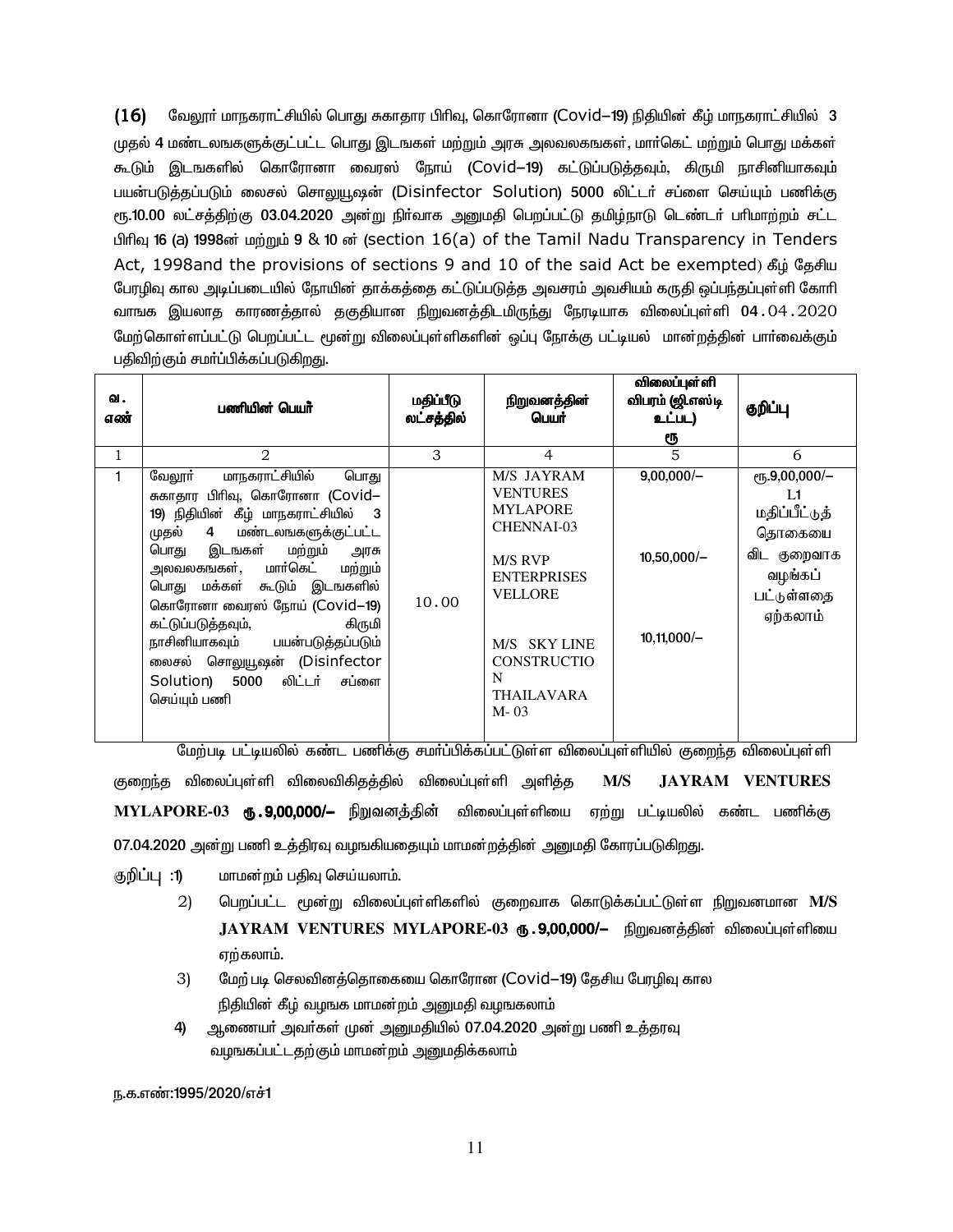(16) வேலூர் மாநகராட்சியில் பொது சுகாதார பிரிவு, கொரோனா (Covid–19) நிதியின் கீழ் மாநகராட்சியில் 3 முதல் 4 மண்டலஙகளுக்குட்பட்ட பொது இடஙகள் மற்றும் அரசு அலவலகஙகள், மார்கெட் மற்றும் பொது மக்கள் கூடும் இடஙகளில் கொரோனா வைரஸ் நோய் (Covid–19) கட்டுப்படுத்தவும், கிருமி நாசினியாகவும் பயன்படுத்தப்படும் லைசல் சொலுயூஷன் (Disinfector Solution) 5000 லிட்டர் சப்ளை செய்யும் பணிக்கு ரூ.10.00 லட்சத்திற்கு 03.04.2020 அன்று நிர்வாக அனுமதி பெறப்பட்டு தமிழ்நாடு டெண்டர் பரிமாற்றம் சட்ட பிரிவு 16 (a) 1998ன் மற்றும் 9 & 10 ன் (section 16(a) of the Tamil Nadu Transparency in Tenders Act, 1998and the provisions of sections 9 and 10 of the said Act be exempted) கீழ் தேசிய பேரழிவு கால அடிப்படையில் நோயின் தாக்கத்தை கட்டுப்படுத்த அவசரம் அவசியம் கருதி ஒப்பந்தப்புள்ளி கோரி வாஙக இயலாத காரணத்தால் தகுதியான நிறுவனத்திடமிருந்து நேரடியாக விலைப்புள்ளி 04.04.2020 மேற்கொள்ளப்பட்டு பெறப்பட்ட மூன்று விலைப்புள்ளிகளின் ஒப்பு நோக்கு பட்டியல் மான்றத்தின் பார்வைக்கும் பதிவிற்கும் சமர்ப்பிக்கப்படுகிறது.

| வ. எண் | பணியின் பெயர் | மதிப்பீடு லட்சத்தில் | நிறுவனத்தின் பெயர் | விலைப்புள்ளி விபரம் (ஜி.எஸ்டி உட்பட) ரூ | குறிப்பு |
|---|---|---|---|---|---|
| 1 | 2 | 3 | 4 | 5 | 6 |
| 1 | வேலூர் மாநகராட்சியில் பொது சுகாதார பிரிவு, கொரோனா (Covid–19) நிதியின் கீழ் மாநகராட்சியில் 3 முதல் 4 மண்டலஙகளுக்குட்பட்ட பொது இடஙகள் மற்றும் அரசு அலவலகஙகள், மார்கெட் மற்றும் பொது மக்கள் கூடும் இடஙகளில் கொரோனா வைரஸ் நோய் (Covid–19) கட்டுப்படுத்தவும், கிருமி நாசினியாகவும் பயன்படுத்தப்படும் லைசல் சொலுயூஷன் (Disinfector Solution) 5000 லிட்டர் சப்ளை செய்யும் பணி | 10.00 | M/S JAYRAM VENTURES MYLAPORE CHENNAI-03 | 9,00,000/– | ரூ.9,00,000/– L1 மதிப்பீட்டுத் தொகையை விட குறைவாக வழங்கப் பட்டுள்ளதை ஏற்கலாம் |
| | | | M/S RVP ENTERPRISES VELLORE | 10,50,000/– | |
| | | | M/S SKY LINE CONSTRUCTION THAILAVARAM- 03 | 10,11,000/– | |

மேற்படி பட்டியலில் கண்ட பணிக்கு சமர்ப்பிக்கப்பட்டுள்ள விலைப்புள்ளியில் குறைந்த விலைப்புள்ளி குறைந்த விலைப்புள்ளி விலைவிகிதத்தில் விலைப்புள்ளி அளித்த **M/S JAYRAM VENTURES MYLAPORE-03 ரூ.9,00,000/–** நிறுவனத்தின் விலைப்புள்ளியை ஏற்று பட்டியலில் கண்ட பணிக்கு 07.04.2020 அன்று பணி உத்திரவு வழஙகியதையும் மாமன்றத்தின் அனுமதி கோரப்படுகிறது.

குறிப்பு :1) மாமன்றம் பதிவு செய்யலாம்.

2) பெறப்பட்ட மூன்று விலைப்புள்ளிகளில் குறைவாக கொடுக்கப்பட்டுள்ள நிறுவனமான **M/S JAYRAM VENTURES MYLAPORE-03 ரூ.9,00,000/–** நிறுவனத்தின் விலைப்புள்ளியை ஏற்கலாம்.

3) மேற் படி செலவினத்தொகையை கொரோன (Covid–19) தேசிய பேரழிவு கால நிதியின் கீழ் வழஙக மாமன்றம் அனுமதி வழஙகலாம்

4) ஆணையர் அவர்கள் முன் அனுமதியில் 07.04.2020 அன்று பணி உத்தரவு வழஙகப்பட்டதற்கும் மாமன்றம் அனுமதிக்கலாம்

ந.க.எண்:1995/2020/எச்1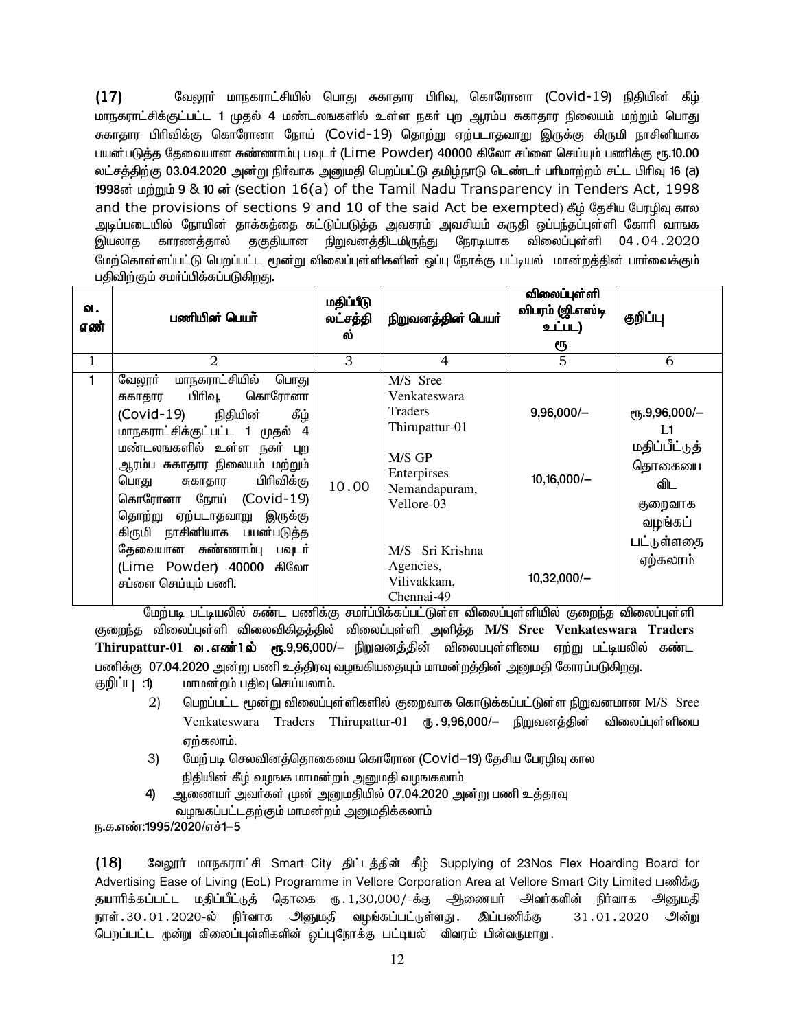(17) வேலூர் மாநகராட்சியில் பொது சுகாதார பிரிவு, கொரோனா (Covid-19) நிதியின் கீழ் மாநகராட்சிக்குட்பட்ட 1 முதல் 4 மண்டலங்களில் உள்ள நகர் புற ஆரம்ப சுகாதார நிலையம் மற்றும் பொது சுகாதார பிரிவிக்கு கொரோனா நோய் (Covid-19) தொற்று ஏற்படாதவாறு இருக்கு கிருமி நாசினியாக பயன்படுத்த தேவையான சுண்ணாம்பு பவுடர் (Lime Powder) 40000 கிலோ சப்ளை செய்யும் பணிக்கு ரூ.10.00 லட்சத்திற்கு 03.04.2020 அன்று நிர்வாக அனுமதி பெறப்பட்டு தமிழ்நாடு டெண்டர் பரிமாற்றம் சட்ட பிரிவு 16 (a) 1998ன் மற்றும் 9 & 10 ன் (section 16(a) of the Tamil Nadu Transparency in Tenders Act, 1998 and the provisions of sections 9 and 10 of the said Act be exempted) கீழ் தேசிய பேரழிவு கால அடிப்படையில் நோயின் தாக்கத்தை கட்டுப்படுத்த அவசரம் அவசியம் கருதி ஒப்பந்தப்புள்ளி கோரி வாஙக இயலாத காரணத்தால் தகுதியான நிறுவனத்திடமிருந்து நேரடியாக விலைப்புள்ளி 04.04.2020 மேற்கொள்ளப்பட்டு பெறப்பட்ட மூன்று விலைப்புள்ளிகளின் ஒப்பு நோக்கு பட்டியல் மான்றத்தின் பார்வைக்கும் பதிவிற்கும் சமர்ப்பிக்கப்படுகிறது.

| வ. எண் | பணியின் பெயர் | மதிப்பீடு லட்சத்தில் | நிறுவனத்தின் பெயர் | விலைப்புள்ளி விபரம் (ஜி.எஸ்டி உட்பட) ரூ | குறிப்பு |
|---|---|---|---|---|---|
| 1 | 2 | 3 | 4 | 5 | 6 |
| 1 | வேலூர் மாநகராட்சியில் பொது சுகாதார பிரிவு, கொரோனா (Covid-19) நிதியின் கீழ் மாநகராட்சிக்குட்பட்ட 1 முதல் 4 மண்டலங்களில் உள்ள நகர் புற ஆரம்ப சுகாதார நிலையம் மற்றும் பொது சுகாதார பிரிவிக்கு கொரோனா நோய் (Covid-19) தொற்று ஏற்படாதவாறு இருக்கு கிருமி நாசினியாக பயன்படுத்த தேவையான சுண்ணாம்பு பவுடர் (Lime Powder) 40000 கிலோ சப்ளை செய்யும் பணி. | 10.00 | M/S Sree Venkateswara Traders Thirupattur-01<br>M/S GP Enterpirses Nemandapuram, Vellore-03<br>M/S Sri Krishna Agencies, Vilivakkam, Chennai-49 | 9,96,000/–<br>10,16,000/–<br>10,32,000/– | ரூ.9,96,000/– L1 மதிப்பீட்டுத் தொகையை விட குறைவாக வழங்கப் பட்டுள்ளதை ஏற்கலாம் |

மேற்படி பட்டியலில் கண்ட பணிக்கு சமர்ப்பிக்கப்பட்டுள்ள விலைப்புள்ளியில் குறைந்த விலைப்புள்ளி குறைந்த விலைப்புள்ளி விலைவிகிதத்தில் விலைப்புள்ளி அளித்த **M/S Sree Venkateswara Traders Thirupattur-01 வ.எண்1ல் ரூ.9,96,000/–** நிறுவனத்தின் விலைபபுள்ளியை ஏற்று பட்டியலில் கண்ட பணிக்கு 07.04.2020 அன்று பணி உத்திரவு வழங்கியதையும் மாமன்றத்தின் அனுமதி கோரப்படுகிறது.

குறிப்பு :1) மாமன்றம் பதிவு செய்யலாம்.

2) பெறப்பட்ட மூன்று விலைப்புள்ளிகளில் குறைவாக கொடுக்கப்பட்டுள்ள நிறுவனமான M/S Sree Venkateswara Traders Thirupattur-01 ரூ.9,96,000/– நிறுவனத்தின் விலைப்புள்ளியை ஏற்கலாம்.

3) மேற் படி செலவினத்தொகையை கொரோன (Covid–19) தேசிய பேரழிவு கால நிதியின் கீழ் வழஙக மாமன்றம் அனுமதி வழஙகலாம்

4) ஆணையர் அவர்கள் முன் அனுமதியில் 07.04.2020 அன்று பணி உத்தரவு வழஙகப்பட்டதற்கும் மாமன்றம் அனுமதிக்கலாம்

ந.க.எண்:1995/2020/எச்1–5

(18) வேலூர் மாநகராட்சி Smart City திட்டத்தின் கீழ் Supplying of 23Nos Flex Hoarding Board for Advertising Ease of Living (EoL) Programme in Vellore Corporation Area at Vellore Smart City Limited பணிக்கு தயாரிக்கப்பட்ட மதிப்பீட்டுத் தொகை ரு.1,30,000/-க்கு ஆணையர் அவர்களின் நிர்வாக அனுமதி நாள்.30.01.2020-ல் நிர்வாக அனுமதி வழங்கப்பட்டுள்ளது. இப்பணிக்கு 31.01.2020 அன்று பெறப்பட்ட மூன்று விலைப்புள்ளிகளின் ஒப்புநோக்கு பட்டியல் விவரம் பின்வருமாறு.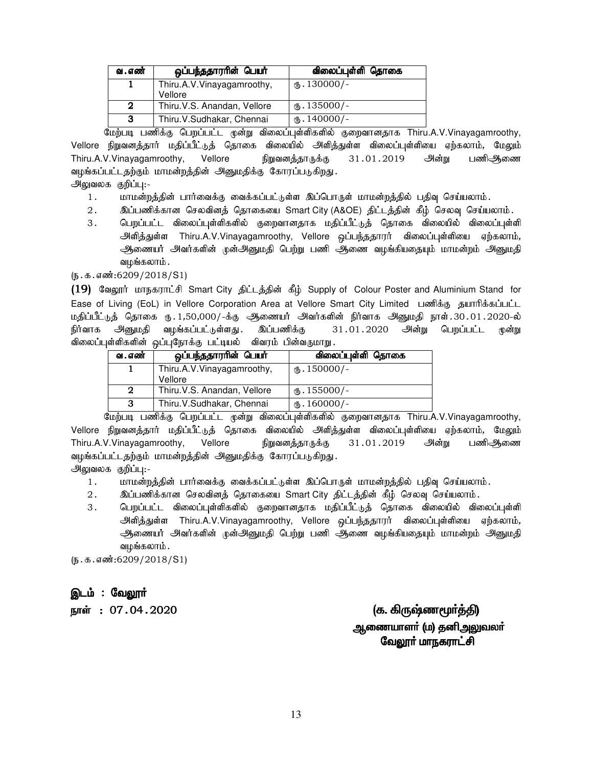| வ.எண் | ஒப்பந்ததாரரின் பெயர் | விலைப்புள்ளி தொகை |
|---|---|---|
| 1 | Thiru.A.V.Vinayagamroothy, Vellore | ரூ.130000/- |
| 2 | Thiru.V.S. Anandan, Vellore | ரூ.135000/- |
| 3 | Thiru.V.Sudhakar, Chennai | ரூ.140000/- |

மேற்படி பணிக்கு பெறப்பட்ட மூன்று விலைப்புள்ளிகளில் குறைவானதாக Thiru.A.V.Vinayagamroothy, Vellore நிறுவனத்தார் மதிப்பீட்டுத் தொகை விலையில் அளித்துள்ள விலைப்புள்ளியை ஏற்கலாம், மேலும் Thiru.A.V.Vinayagamroothy, Vellore நிறுவனத்தாருக்கு 31.01.2019 அன்று பணிஆணை வழங்கப்பட்டதற்கும் மாமன்றத்தின் அனுமதிக்கு கோரப்படுகிறது.

அலுவலக குறிப்பு:-

1. மாமன்றத்தின் பார்வைக்கு வைக்கப்பட்டுள்ள இப்பொருள் மாமன்றத்தில் பதிவு செய்யலாம்.
2. இப்பணிக்கான செலவினத் தொகையை Smart City (A&OE) திட்டத்தின் கீழ் செலவு செய்யலாம்.
3. பெறப்பட்ட விலைப்புள்ளிகளில் குறைவானதாக மதிப்பீட்டுத் தொகை விலையில் விலைப்புள்ளி அளித்துள்ள Thiru.A.V.Vinayagamroothy, Vellore ஒப்பந்ததாரர் விலைப்புள்ளியை ஏற்கலாம், ஆணையர் அவர்களின் முன்அனுமதி பெற்று பணி ஆணை வழங்கியதையும் மாமன்றம் அனுமதி வழங்கலாம்.

(ந.க.எண்:6209/2018/S1)

**(19)** வேலூர் மாநகராட்சி Smart City திட்டத்தின் கீழ் Supply of Colour Poster and Aluminium Stand for Ease of Living (EoL) in Vellore Corporation Area at Vellore Smart City Limited பணிக்கு தயாரிக்கப்பட்ட மதிப்பீட்டுத் தொகை ரூ.1,50,000/-க்கு ஆணையர் அவர்களின் நிர்வாக அனுமதி நாள்.30.01.2020-ல் நிர்வாக அனுமதி வழங்கப்பட்டுள்ளது. இப்பணிக்கு 31.01.2020 அன்று பெறப்பட்ட மூன்று விலைப்புள்ளிகளின் ஒப்புநோக்கு பட்டியல் விவரம் பின்வருமாறு.

| வ.எண் | ஒப்பந்ததாரரின் பெயர் | விலைப்புள்ளி தொகை |
|---|---|---|
| 1 | Thiru.A.V.Vinayagamroothy, Vellore | ரூ.150000/- |
| 2 | Thiru.V.S. Anandan, Vellore | ரூ.155000/- |
| 3 | Thiru.V.Sudhakar, Chennai | ரூ.160000/- |

மேற்படி பணிக்கு பெறப்பட்ட மூன்று விலைப்புள்ளிகளில் குறைவானதாக Thiru.A.V.Vinayagamroothy, Vellore நிறுவனத்தார் மதிப்பீட்டுத் தொகை விலையில் அளித்துள்ள விலைப்புள்ளியை ஏற்கலாம், மேலும் Thiru.A.V.Vinayagamroothy, Vellore நிறுவனத்தாருக்கு 31.01.2019 அன்று பணிஆணை வழங்கப்பட்டதற்கும் மாமன்றத்தின் அனுமதிக்கு கோரப்படுகிறது.

அலுவலக குறிப்பு:-

1. மாமன்றத்தின் பார்வைக்கு வைக்கப்பட்டுள்ள இப்பொருள் மாமன்றத்தில் பதிவு செய்யலாம்.
2. இப்பணிக்கான செலவினத் தொகையை Smart City திட்டத்தின் கீழ் செலவு செய்யலாம்.
3. பெறப்பட்ட விலைப்புள்ளிகளில் குறைவானதாக மதிப்பீட்டுத் தொகை விலையில் விலைப்புள்ளி அளித்துள்ள Thiru.A.V.Vinayagamroothy, Vellore ஒப்பந்ததாரர் விலைப்புள்ளியை ஏற்கலாம், ஆணையர் அவர்களின் முன்அனுமதி பெற்று பணி ஆணை வழங்கியதையும் மாமன்றம் அனுமதி வழங்கலாம்.

(ந.க.எண்:6209/2018/S1)

**இடம் : வேலூர்**

**நாள் : 07.04.2020**

**(க. கிருஷ்ணமூர்த்தி)**
**ஆணையாளர் (ம) தனிஅலுவலர்**
**வேலூர் மாநகராட்சி**